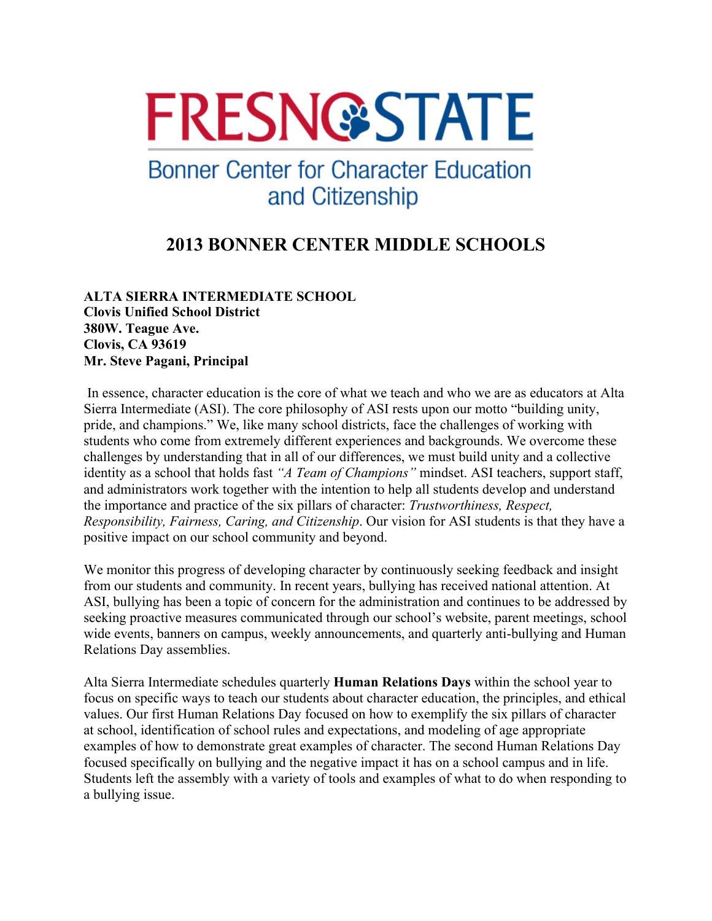FRESNO STATE

Bonner Center for Character Education and Citizenship

# 2013 BONNER CENTER MIDDLE SCHOOLS

**ALTA SIERRA INTERMEDIATE SCHOOL**
**Clovis Unified School District**
**380W. Teague Ave.**
**Clovis, CA 93619**
**Mr. Steve Pagani, Principal**

In essence, character education is the core of what we teach and who we are as educators at Alta Sierra Intermediate (ASI). The core philosophy of ASI rests upon our motto "building unity, pride, and champions." We, like many school districts, face the challenges of working with students who come from extremely different experiences and backgrounds. We overcome these challenges by understanding that in all of our differences, we must build unity and a collective identity as a school that holds fast *"A Team of Champions"* mindset. ASI teachers, support staff, and administrators work together with the intention to help all students develop and understand the importance and practice of the six pillars of character: *Trustworthiness, Respect, Responsibility, Fairness, Caring, and Citizenship*. Our vision for ASI students is that they have a positive impact on our school community and beyond.

We monitor this progress of developing character by continuously seeking feedback and insight from our students and community. In recent years, bullying has received national attention. At ASI, bullying has been a topic of concern for the administration and continues to be addressed by seeking proactive measures communicated through our school's website, parent meetings, school wide events, banners on campus, weekly announcements, and quarterly anti-bullying and Human Relations Day assemblies.

Alta Sierra Intermediate schedules quarterly **Human Relations Days** within the school year to focus on specific ways to teach our students about character education, the principles, and ethical values. Our first Human Relations Day focused on how to exemplify the six pillars of character at school, identification of school rules and expectations, and modeling of age appropriate examples of how to demonstrate great examples of character. The second Human Relations Day focused specifically on bullying and the negative impact it has on a school campus and in life. Students left the assembly with a variety of tools and examples of what to do when responding to a bullying issue.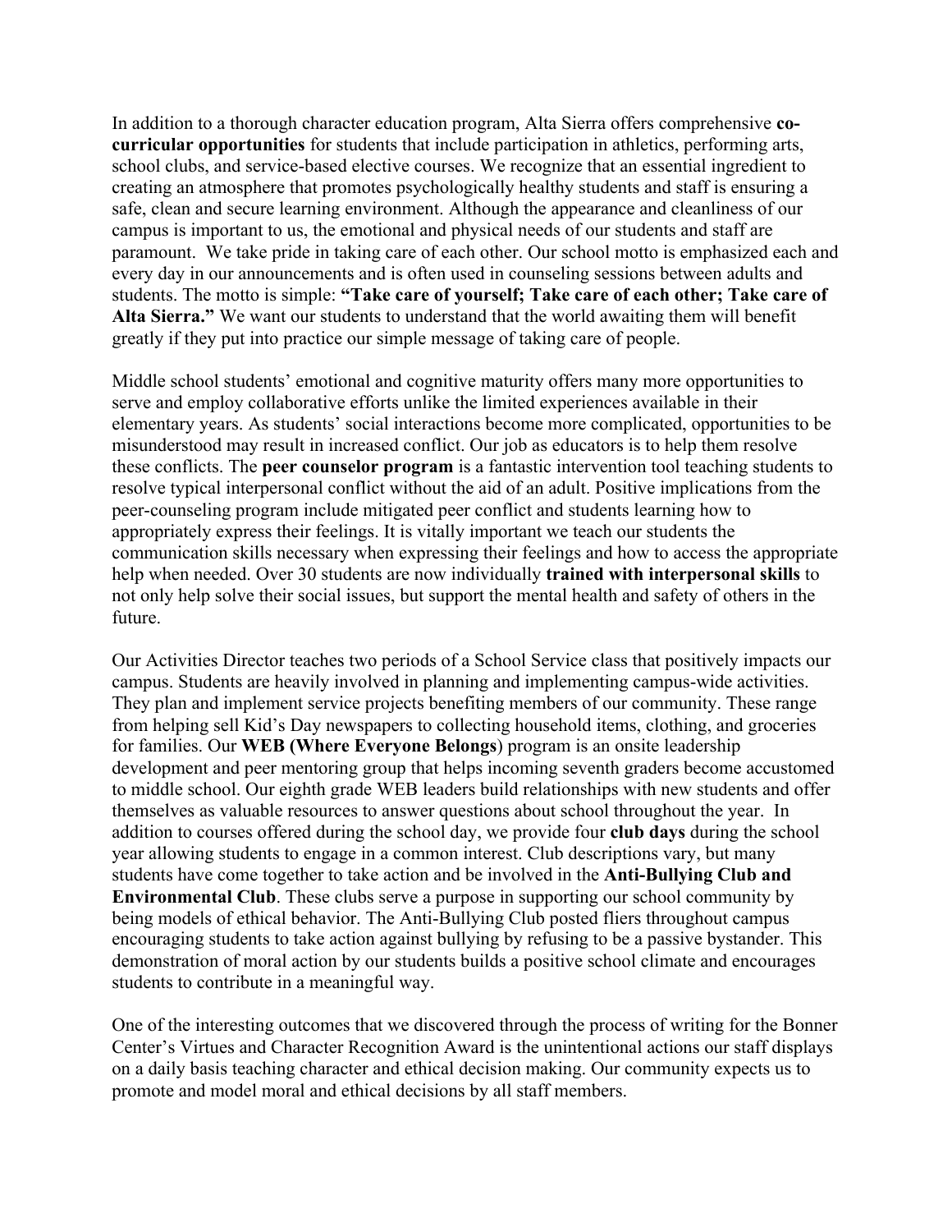In addition to a thorough character education program, Alta Sierra offers comprehensive **co-curricular opportunities** for students that include participation in athletics, performing arts, school clubs, and service-based elective courses. We recognize that an essential ingredient to creating an atmosphere that promotes psychologically healthy students and staff is ensuring a safe, clean and secure learning environment. Although the appearance and cleanliness of our campus is important to us, the emotional and physical needs of our students and staff are paramount. We take pride in taking care of each other. Our school motto is emphasized each and every day in our announcements and is often used in counseling sessions between adults and students. The motto is simple: **"Take care of yourself; Take care of each other; Take care of Alta Sierra."** We want our students to understand that the world awaiting them will benefit greatly if they put into practice our simple message of taking care of people.

Middle school students' emotional and cognitive maturity offers many more opportunities to serve and employ collaborative efforts unlike the limited experiences available in their elementary years. As students' social interactions become more complicated, opportunities to be misunderstood may result in increased conflict. Our job as educators is to help them resolve these conflicts. The **peer counselor program** is a fantastic intervention tool teaching students to resolve typical interpersonal conflict without the aid of an adult. Positive implications from the peer-counseling program include mitigated peer conflict and students learning how to appropriately express their feelings. It is vitally important we teach our students the communication skills necessary when expressing their feelings and how to access the appropriate help when needed. Over 30 students are now individually **trained with interpersonal skills** to not only help solve their social issues, but support the mental health and safety of others in the future.

Our Activities Director teaches two periods of a School Service class that positively impacts our campus. Students are heavily involved in planning and implementing campus-wide activities. They plan and implement service projects benefiting members of our community. These range from helping sell Kid's Day newspapers to collecting household items, clothing, and groceries for families. Our **WEB (Where Everyone Belongs**) program is an onsite leadership development and peer mentoring group that helps incoming seventh graders become accustomed to middle school. Our eighth grade WEB leaders build relationships with new students and offer themselves as valuable resources to answer questions about school throughout the year. In addition to courses offered during the school day, we provide four **club days** during the school year allowing students to engage in a common interest. Club descriptions vary, but many students have come together to take action and be involved in the **Anti-Bullying Club and Environmental Club**. These clubs serve a purpose in supporting our school community by being models of ethical behavior. The Anti-Bullying Club posted fliers throughout campus encouraging students to take action against bullying by refusing to be a passive bystander. This demonstration of moral action by our students builds a positive school climate and encourages students to contribute in a meaningful way.

One of the interesting outcomes that we discovered through the process of writing for the Bonner Center's Virtues and Character Recognition Award is the unintentional actions our staff displays on a daily basis teaching character and ethical decision making. Our community expects us to promote and model moral and ethical decisions by all staff members.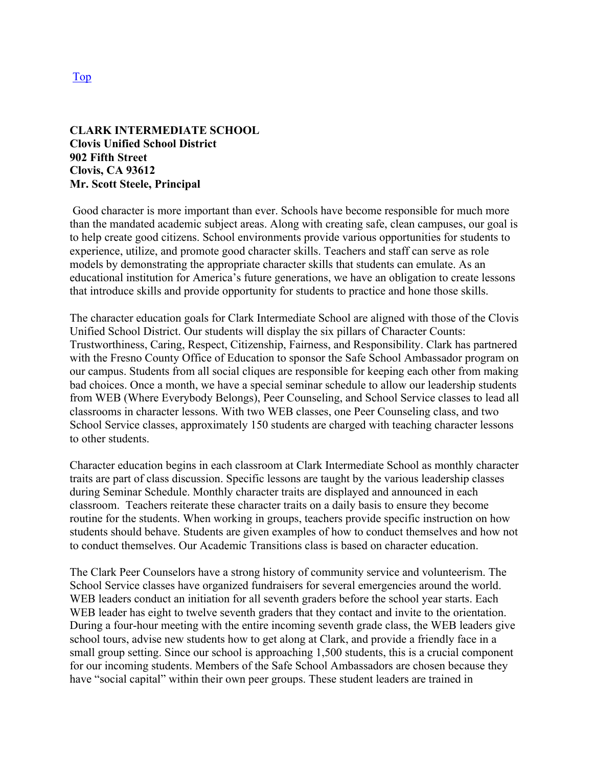Top

**CLARK INTERMEDIATE SCHOOL**
**Clovis Unified School District**
**902 Fifth Street**
**Clovis, CA 93612**
**Mr. Scott Steele, Principal**

Good character is more important than ever. Schools have become responsible for much more than the mandated academic subject areas. Along with creating safe, clean campuses, our goal is to help create good citizens. School environments provide various opportunities for students to experience, utilize, and promote good character skills. Teachers and staff can serve as role models by demonstrating the appropriate character skills that students can emulate. As an educational institution for America's future generations, we have an obligation to create lessons that introduce skills and provide opportunity for students to practice and hone those skills.

The character education goals for Clark Intermediate School are aligned with those of the Clovis Unified School District. Our students will display the six pillars of Character Counts: Trustworthiness, Caring, Respect, Citizenship, Fairness, and Responsibility. Clark has partnered with the Fresno County Office of Education to sponsor the Safe School Ambassador program on our campus. Students from all social cliques are responsible for keeping each other from making bad choices. Once a month, we have a special seminar schedule to allow our leadership students from WEB (Where Everybody Belongs), Peer Counseling, and School Service classes to lead all classrooms in character lessons. With two WEB classes, one Peer Counseling class, and two School Service classes, approximately 150 students are charged with teaching character lessons to other students.

Character education begins in each classroom at Clark Intermediate School as monthly character traits are part of class discussion. Specific lessons are taught by the various leadership classes during Seminar Schedule. Monthly character traits are displayed and announced in each classroom. Teachers reiterate these character traits on a daily basis to ensure they become routine for the students. When working in groups, teachers provide specific instruction on how students should behave. Students are given examples of how to conduct themselves and how not to conduct themselves. Our Academic Transitions class is based on character education.

The Clark Peer Counselors have a strong history of community service and volunteerism. The School Service classes have organized fundraisers for several emergencies around the world. WEB leaders conduct an initiation for all seventh graders before the school year starts. Each WEB leader has eight to twelve seventh graders that they contact and invite to the orientation. During a four-hour meeting with the entire incoming seventh grade class, the WEB leaders give school tours, advise new students how to get along at Clark, and provide a friendly face in a small group setting. Since our school is approaching 1,500 students, this is a crucial component for our incoming students. Members of the Safe School Ambassadors are chosen because they have "social capital" within their own peer groups. These student leaders are trained in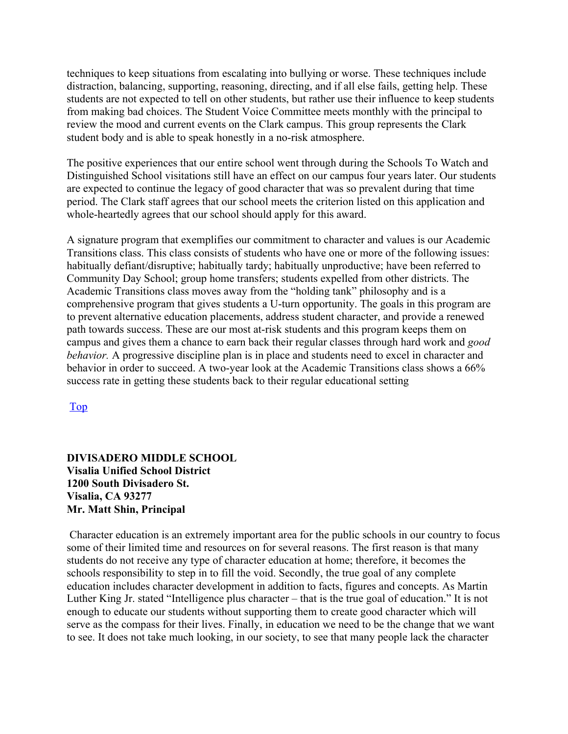techniques to keep situations from escalating into bullying or worse. These techniques include distraction, balancing, supporting, reasoning, directing, and if all else fails, getting help. These students are not expected to tell on other students, but rather use their influence to keep students from making bad choices. The Student Voice Committee meets monthly with the principal to review the mood and current events on the Clark campus. This group represents the Clark student body and is able to speak honestly in a no-risk atmosphere.

The positive experiences that our entire school went through during the Schools To Watch and Distinguished School visitations still have an effect on our campus four years later. Our students are expected to continue the legacy of good character that was so prevalent during that time period. The Clark staff agrees that our school meets the criterion listed on this application and whole-heartedly agrees that our school should apply for this award.

A signature program that exemplifies our commitment to character and values is our Academic Transitions class. This class consists of students who have one or more of the following issues: habitually defiant/disruptive; habitually tardy; habitually unproductive; have been referred to Community Day School; group home transfers; students expelled from other districts. The Academic Transitions class moves away from the "holding tank" philosophy and is a comprehensive program that gives students a U-turn opportunity. The goals in this program are to prevent alternative education placements, address student character, and provide a renewed path towards success. These are our most at-risk students and this program keeps them on campus and gives them a chance to earn back their regular classes through hard work and *good behavior.* A progressive discipline plan is in place and students need to excel in character and behavior in order to succeed. A two-year look at the Academic Transitions class shows a 66% success rate in getting these students back to their regular educational setting

Top

**DIVISADERO MIDDLE SCHOOL**
**Visalia Unified School District**
**1200 South Divisadero St.**
**Visalia, CA 93277**
**Mr. Matt Shin, Principal**

Character education is an extremely important area for the public schools in our country to focus some of their limited time and resources on for several reasons. The first reason is that many students do not receive any type of character education at home; therefore, it becomes the schools responsibility to step in to fill the void. Secondly, the true goal of any complete education includes character development in addition to facts, figures and concepts. As Martin Luther King Jr. stated "Intelligence plus character – that is the true goal of education." It is not enough to educate our students without supporting them to create good character which will serve as the compass for their lives. Finally, in education we need to be the change that we want to see. It does not take much looking, in our society, to see that many people lack the character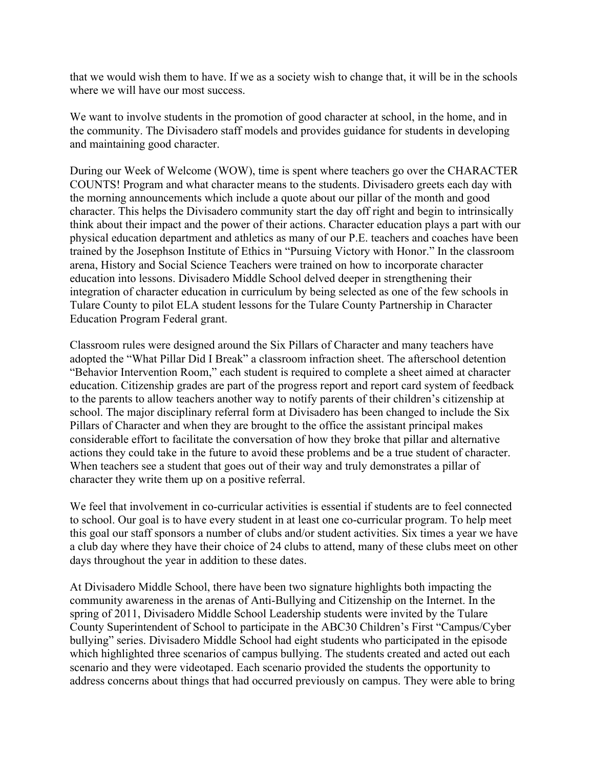that we would wish them to have. If we as a society wish to change that, it will be in the schools where we will have our most success.

We want to involve students in the promotion of good character at school, in the home, and in the community. The Divisadero staff models and provides guidance for students in developing and maintaining good character.

During our Week of Welcome (WOW), time is spent where teachers go over the CHARACTER COUNTS! Program and what character means to the students. Divisadero greets each day with the morning announcements which include a quote about our pillar of the month and good character. This helps the Divisadero community start the day off right and begin to intrinsically think about their impact and the power of their actions. Character education plays a part with our physical education department and athletics as many of our P.E. teachers and coaches have been trained by the Josephson Institute of Ethics in "Pursuing Victory with Honor." In the classroom arena, History and Social Science Teachers were trained on how to incorporate character education into lessons. Divisadero Middle School delved deeper in strengthening their integration of character education in curriculum by being selected as one of the few schools in Tulare County to pilot ELA student lessons for the Tulare County Partnership in Character Education Program Federal grant.

Classroom rules were designed around the Six Pillars of Character and many teachers have adopted the "What Pillar Did I Break" a classroom infraction sheet. The afterschool detention "Behavior Intervention Room," each student is required to complete a sheet aimed at character education. Citizenship grades are part of the progress report and report card system of feedback to the parents to allow teachers another way to notify parents of their children's citizenship at school. The major disciplinary referral form at Divisadero has been changed to include the Six Pillars of Character and when they are brought to the office the assistant principal makes considerable effort to facilitate the conversation of how they broke that pillar and alternative actions they could take in the future to avoid these problems and be a true student of character. When teachers see a student that goes out of their way and truly demonstrates a pillar of character they write them up on a positive referral.

We feel that involvement in co-curricular activities is essential if students are to feel connected to school. Our goal is to have every student in at least one co-curricular program. To help meet this goal our staff sponsors a number of clubs and/or student activities. Six times a year we have a club day where they have their choice of 24 clubs to attend, many of these clubs meet on other days throughout the year in addition to these dates.

At Divisadero Middle School, there have been two signature highlights both impacting the community awareness in the arenas of Anti-Bullying and Citizenship on the Internet. In the spring of 2011, Divisadero Middle School Leadership students were invited by the Tulare County Superintendent of School to participate in the ABC30 Children's First "Campus/Cyber bullying" series. Divisadero Middle School had eight students who participated in the episode which highlighted three scenarios of campus bullying. The students created and acted out each scenario and they were videotaped. Each scenario provided the students the opportunity to address concerns about things that had occurred previously on campus. They were able to bring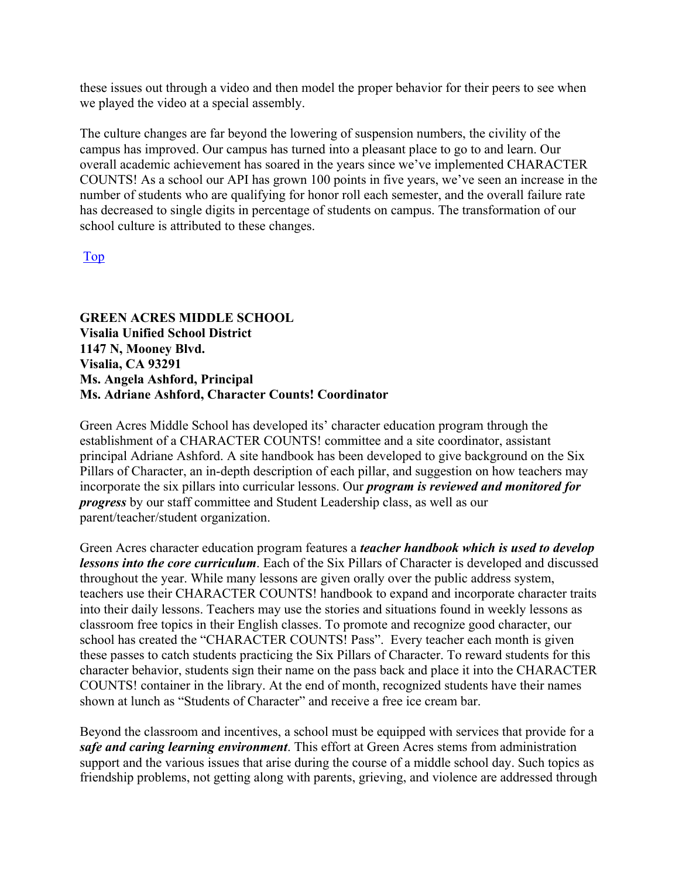these issues out through a video and then model the proper behavior for their peers to see when we played the video at a special assembly.

The culture changes are far beyond the lowering of suspension numbers, the civility of the campus has improved. Our campus has turned into a pleasant place to go to and learn. Our overall academic achievement has soared in the years since we've implemented CHARACTER COUNTS! As a school our API has grown 100 points in five years, we've seen an increase in the number of students who are qualifying for honor roll each semester, and the overall failure rate has decreased to single digits in percentage of students on campus. The transformation of our school culture is attributed to these changes.

Top

**GREEN ACRES MIDDLE SCHOOL**
**Visalia Unified School District**
**1147 N, Mooney Blvd.**
**Visalia, CA 93291**
**Ms. Angela Ashford, Principal**
**Ms. Adriane Ashford, Character Counts! Coordinator**

Green Acres Middle School has developed its' character education program through the establishment of a CHARACTER COUNTS! committee and a site coordinator, assistant principal Adriane Ashford. A site handbook has been developed to give background on the Six Pillars of Character, an in-depth description of each pillar, and suggestion on how teachers may incorporate the six pillars into curricular lessons. Our ***program is reviewed and monitored for progress*** by our staff committee and Student Leadership class, as well as our parent/teacher/student organization.

Green Acres character education program features a ***teacher handbook which is used to develop lessons into the core curriculum***. Each of the Six Pillars of Character is developed and discussed throughout the year. While many lessons are given orally over the public address system, teachers use their CHARACTER COUNTS! handbook to expand and incorporate character traits into their daily lessons. Teachers may use the stories and situations found in weekly lessons as classroom free topics in their English classes. To promote and recognize good character, our school has created the "CHARACTER COUNTS! Pass". Every teacher each month is given these passes to catch students practicing the Six Pillars of Character. To reward students for this character behavior, students sign their name on the pass back and place it into the CHARACTER COUNTS! container in the library. At the end of month, recognized students have their names shown at lunch as "Students of Character" and receive a free ice cream bar.

Beyond the classroom and incentives, a school must be equipped with services that provide for a ***safe and caring learning environment***. This effort at Green Acres stems from administration support and the various issues that arise during the course of a middle school day. Such topics as friendship problems, not getting along with parents, grieving, and violence are addressed through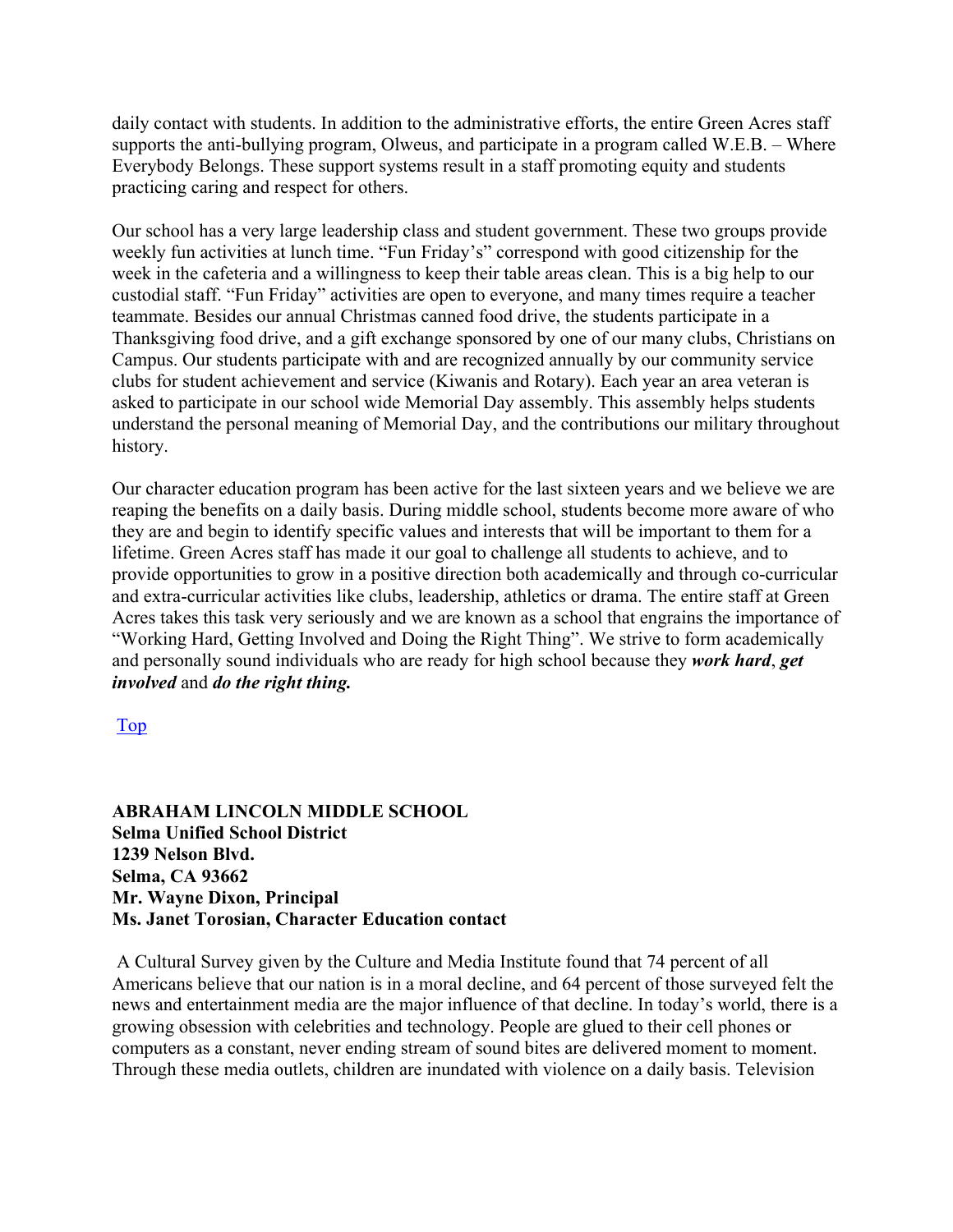daily contact with students. In addition to the administrative efforts, the entire Green Acres staff supports the anti-bullying program, Olweus, and participate in a program called W.E.B. – Where Everybody Belongs. These support systems result in a staff promoting equity and students practicing caring and respect for others.

Our school has a very large leadership class and student government. These two groups provide weekly fun activities at lunch time. "Fun Friday's" correspond with good citizenship for the week in the cafeteria and a willingness to keep their table areas clean. This is a big help to our custodial staff. "Fun Friday" activities are open to everyone, and many times require a teacher teammate. Besides our annual Christmas canned food drive, the students participate in a Thanksgiving food drive, and a gift exchange sponsored by one of our many clubs, Christians on Campus. Our students participate with and are recognized annually by our community service clubs for student achievement and service (Kiwanis and Rotary). Each year an area veteran is asked to participate in our school wide Memorial Day assembly. This assembly helps students understand the personal meaning of Memorial Day, and the contributions our military throughout history.

Our character education program has been active for the last sixteen years and we believe we are reaping the benefits on a daily basis. During middle school, students become more aware of who they are and begin to identify specific values and interests that will be important to them for a lifetime. Green Acres staff has made it our goal to challenge all students to achieve, and to provide opportunities to grow in a positive direction both academically and through co-curricular and extra-curricular activities like clubs, leadership, athletics or drama. The entire staff at Green Acres takes this task very seriously and we are known as a school that engrains the importance of "Working Hard, Getting Involved and Doing the Right Thing". We strive to form academically and personally sound individuals who are ready for high school because they ***work hard***, ***get involved*** and ***do the right thing.***

Top

**ABRAHAM LINCOLN MIDDLE SCHOOL**
**Selma Unified School District**
**1239 Nelson Blvd.**
**Selma, CA 93662**
**Mr. Wayne Dixon, Principal**
**Ms. Janet Torosian, Character Education contact**

A Cultural Survey given by the Culture and Media Institute found that 74 percent of all Americans believe that our nation is in a moral decline, and 64 percent of those surveyed felt the news and entertainment media are the major influence of that decline. In today's world, there is a growing obsession with celebrities and technology. People are glued to their cell phones or computers as a constant, never ending stream of sound bites are delivered moment to moment. Through these media outlets, children are inundated with violence on a daily basis. Television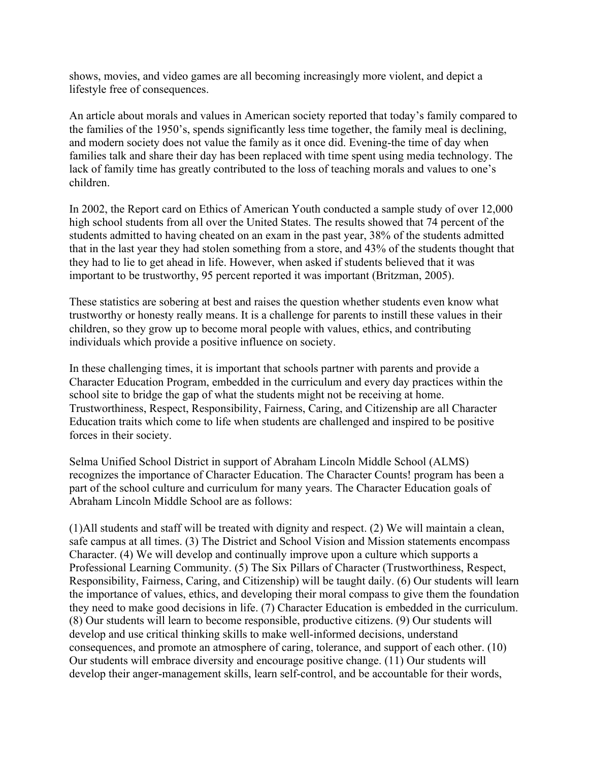shows, movies, and video games are all becoming increasingly more violent, and depict a lifestyle free of consequences.

An article about morals and values in American society reported that today's family compared to the families of the 1950's, spends significantly less time together, the family meal is declining, and modern society does not value the family as it once did. Evening-the time of day when families talk and share their day has been replaced with time spent using media technology. The lack of family time has greatly contributed to the loss of teaching morals and values to one's children.

In 2002, the Report card on Ethics of American Youth conducted a sample study of over 12,000 high school students from all over the United States. The results showed that 74 percent of the students admitted to having cheated on an exam in the past year, 38% of the students admitted that in the last year they had stolen something from a store, and 43% of the students thought that they had to lie to get ahead in life. However, when asked if students believed that it was important to be trustworthy, 95 percent reported it was important (Britzman, 2005).

These statistics are sobering at best and raises the question whether students even know what trustworthy or honesty really means. It is a challenge for parents to instill these values in their children, so they grow up to become moral people with values, ethics, and contributing individuals which provide a positive influence on society.

In these challenging times, it is important that schools partner with parents and provide a Character Education Program, embedded in the curriculum and every day practices within the school site to bridge the gap of what the students might not be receiving at home. Trustworthiness, Respect, Responsibility, Fairness, Caring, and Citizenship are all Character Education traits which come to life when students are challenged and inspired to be positive forces in their society.

Selma Unified School District in support of Abraham Lincoln Middle School (ALMS) recognizes the importance of Character Education. The Character Counts! program has been a part of the school culture and curriculum for many years. The Character Education goals of Abraham Lincoln Middle School are as follows:

(1)All students and staff will be treated with dignity and respect. (2) We will maintain a clean, safe campus at all times. (3) The District and School Vision and Mission statements encompass Character. (4) We will develop and continually improve upon a culture which supports a Professional Learning Community. (5) The Six Pillars of Character (Trustworthiness, Respect, Responsibility, Fairness, Caring, and Citizenship) will be taught daily. (6) Our students will learn the importance of values, ethics, and developing their moral compass to give them the foundation they need to make good decisions in life. (7) Character Education is embedded in the curriculum. (8) Our students will learn to become responsible, productive citizens. (9) Our students will develop and use critical thinking skills to make well-informed decisions, understand consequences, and promote an atmosphere of caring, tolerance, and support of each other. (10) Our students will embrace diversity and encourage positive change. (11) Our students will develop their anger-management skills, learn self-control, and be accountable for their words,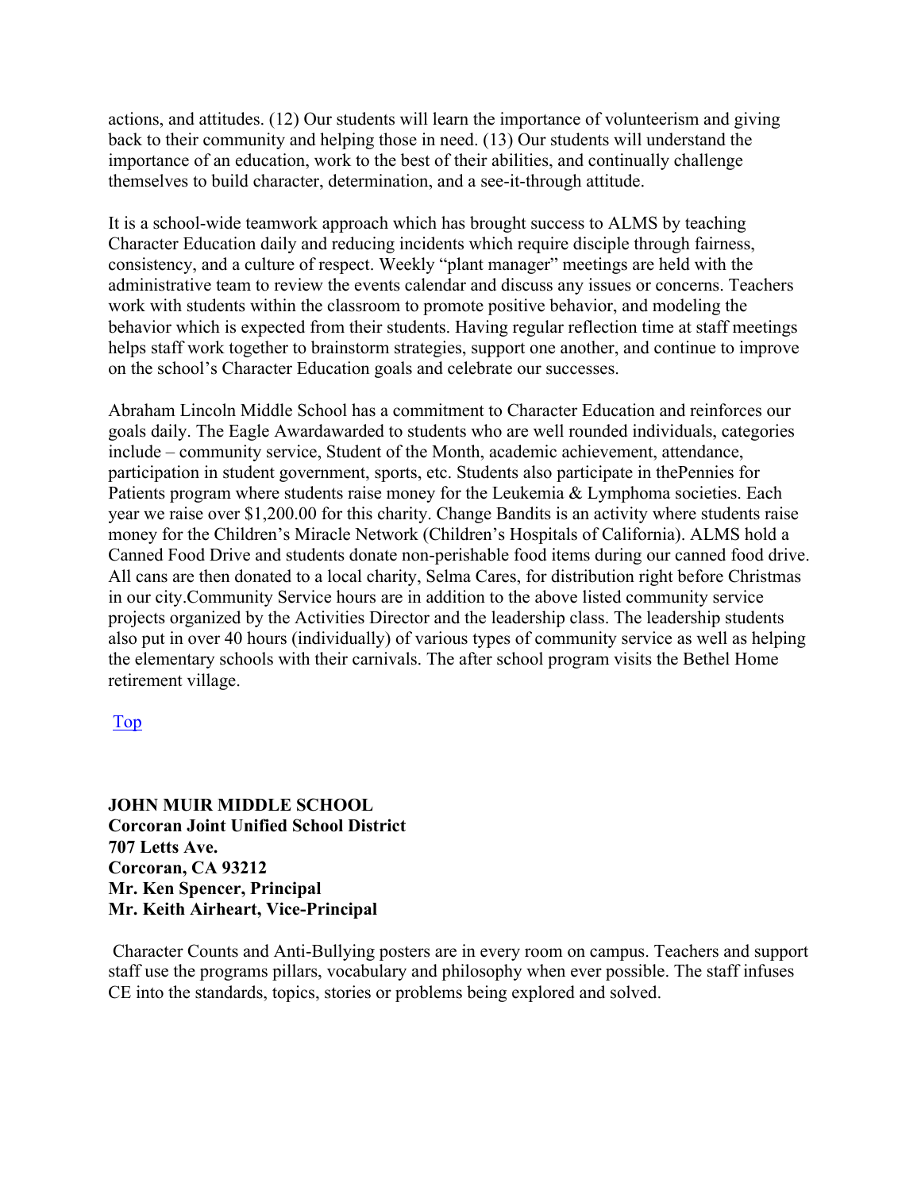actions, and attitudes. (12) Our students will learn the importance of volunteerism and giving back to their community and helping those in need. (13) Our students will understand the importance of an education, work to the best of their abilities, and continually challenge themselves to build character, determination, and a see-it-through attitude.

It is a school-wide teamwork approach which has brought success to ALMS by teaching Character Education daily and reducing incidents which require disciple through fairness, consistency, and a culture of respect. Weekly "plant manager" meetings are held with the administrative team to review the events calendar and discuss any issues or concerns. Teachers work with students within the classroom to promote positive behavior, and modeling the behavior which is expected from their students. Having regular reflection time at staff meetings helps staff work together to brainstorm strategies, support one another, and continue to improve on the school's Character Education goals and celebrate our successes.

Abraham Lincoln Middle School has a commitment to Character Education and reinforces our goals daily. The Eagle Awardawarded to students who are well rounded individuals, categories include – community service, Student of the Month, academic achievement, attendance, participation in student government, sports, etc. Students also participate in thePennies for Patients program where students raise money for the Leukemia & Lymphoma societies. Each year we raise over $1,200.00 for this charity. Change Bandits is an activity where students raise money for the Children's Miracle Network (Children's Hospitals of California). ALMS hold a Canned Food Drive and students donate non-perishable food items during our canned food drive. All cans are then donated to a local charity, Selma Cares, for distribution right before Christmas in our city.Community Service hours are in addition to the above listed community service projects organized by the Activities Director and the leadership class. The leadership students also put in over 40 hours (individually) of various types of community service as well as helping the elementary schools with their carnivals. The after school program visits the Bethel Home retirement village.

Top

**JOHN MUIR MIDDLE SCHOOL**
**Corcoran Joint Unified School District**
**707 Letts Ave.**
**Corcoran, CA 93212**
**Mr. Ken Spencer, Principal**
**Mr. Keith Airheart, Vice-Principal**

Character Counts and Anti-Bullying posters are in every room on campus. Teachers and support staff use the programs pillars, vocabulary and philosophy when ever possible. The staff infuses CE into the standards, topics, stories or problems being explored and solved.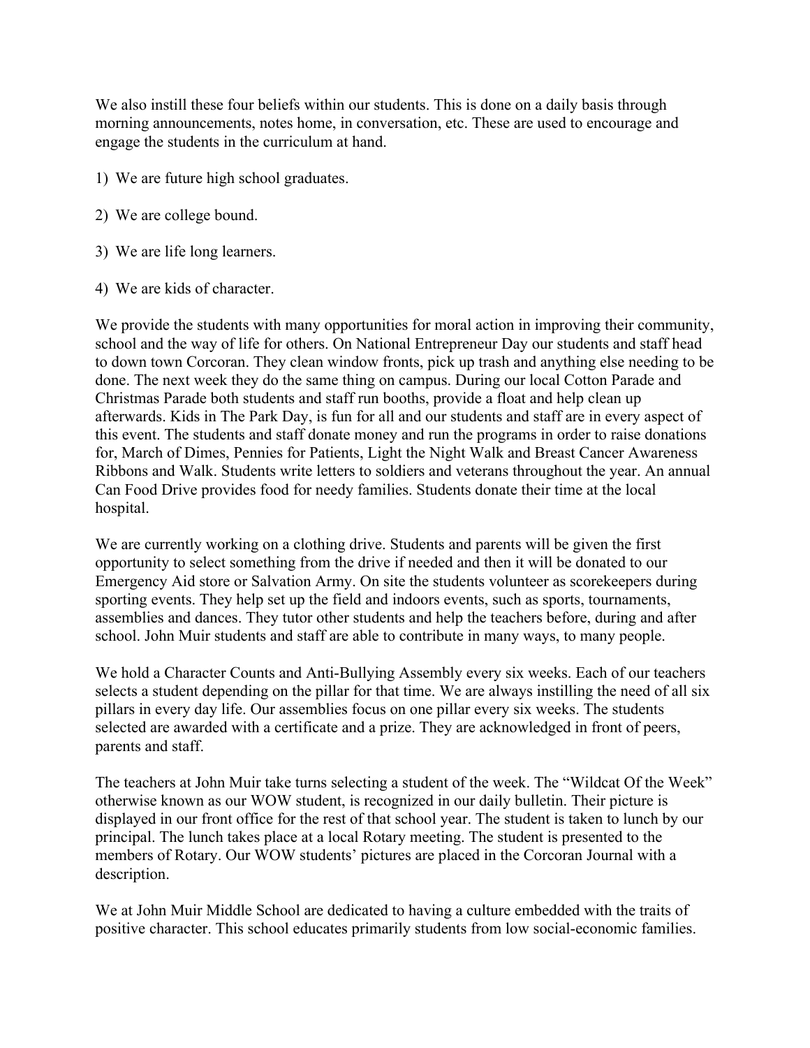We also instill these four beliefs within our students. This is done on a daily basis through morning announcements, notes home, in conversation, etc. These are used to encourage and engage the students in the curriculum at hand.

1) We are future high school graduates.

2) We are college bound.

3) We are life long learners.

4) We are kids of character.

We provide the students with many opportunities for moral action in improving their community, school and the way of life for others. On National Entrepreneur Day our students and staff head to down town Corcoran. They clean window fronts, pick up trash and anything else needing to be done. The next week they do the same thing on campus. During our local Cotton Parade and Christmas Parade both students and staff run booths, provide a float and help clean up afterwards. Kids in The Park Day, is fun for all and our students and staff are in every aspect of this event. The students and staff donate money and run the programs in order to raise donations for, March of Dimes, Pennies for Patients, Light the Night Walk and Breast Cancer Awareness Ribbons and Walk. Students write letters to soldiers and veterans throughout the year. An annual Can Food Drive provides food for needy families. Students donate their time at the local hospital.

We are currently working on a clothing drive. Students and parents will be given the first opportunity to select something from the drive if needed and then it will be donated to our Emergency Aid store or Salvation Army. On site the students volunteer as scorekeepers during sporting events. They help set up the field and indoors events, such as sports, tournaments, assemblies and dances. They tutor other students and help the teachers before, during and after school. John Muir students and staff are able to contribute in many ways, to many people.

We hold a Character Counts and Anti-Bullying Assembly every six weeks. Each of our teachers selects a student depending on the pillar for that time. We are always instilling the need of all six pillars in every day life. Our assemblies focus on one pillar every six weeks. The students selected are awarded with a certificate and a prize. They are acknowledged in front of peers, parents and staff.

The teachers at John Muir take turns selecting a student of the week. The "Wildcat Of the Week" otherwise known as our WOW student, is recognized in our daily bulletin. Their picture is displayed in our front office for the rest of that school year. The student is taken to lunch by our principal. The lunch takes place at a local Rotary meeting. The student is presented to the members of Rotary. Our WOW students' pictures are placed in the Corcoran Journal with a description.

We at John Muir Middle School are dedicated to having a culture embedded with the traits of positive character. This school educates primarily students from low social-economic families.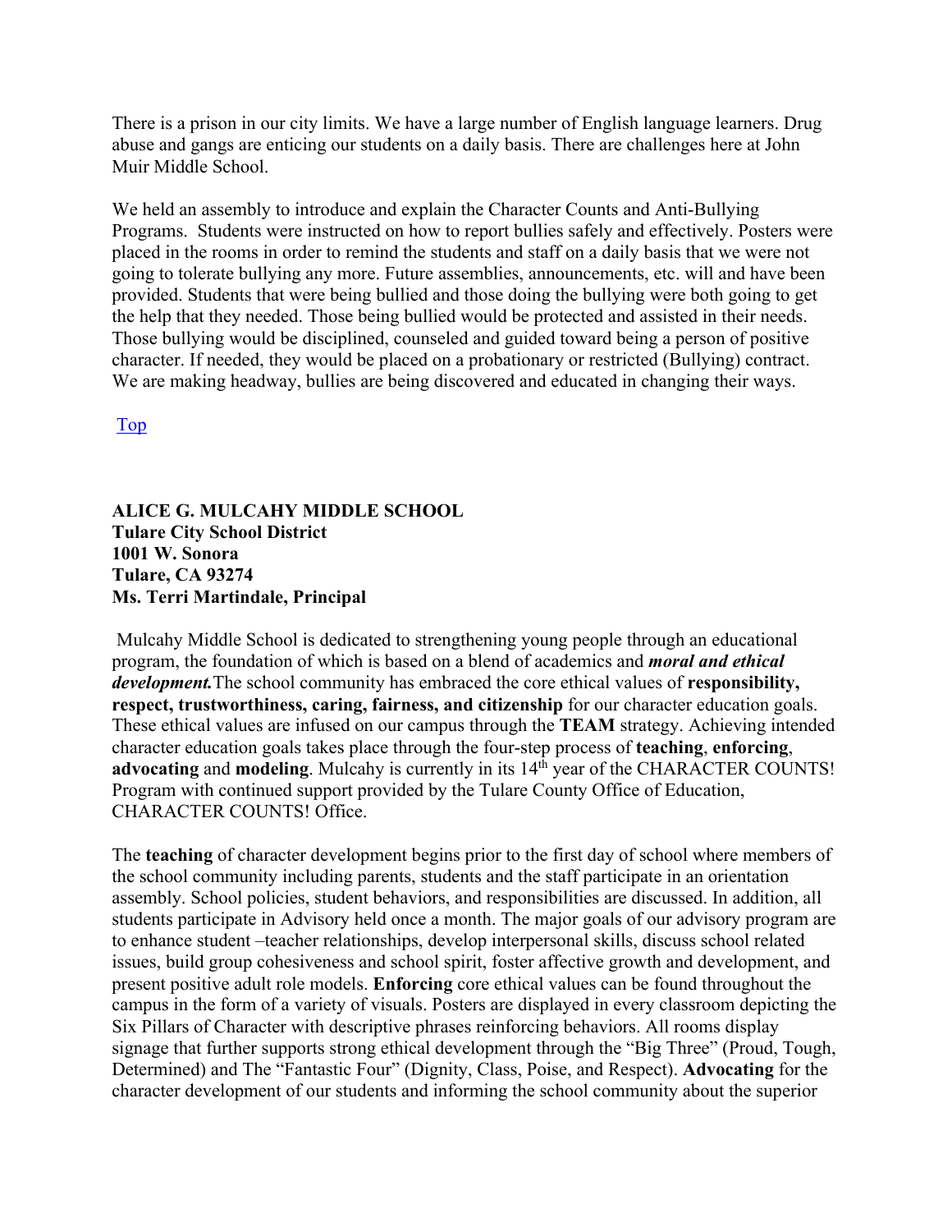There is a prison in our city limits. We have a large number of English language learners. Drug abuse and gangs are enticing our students on a daily basis. There are challenges here at John Muir Middle School.

We held an assembly to introduce and explain the Character Counts and Anti-Bullying Programs. Students were instructed on how to report bullies safely and effectively. Posters were placed in the rooms in order to remind the students and staff on a daily basis that we were not going to tolerate bullying any more. Future assemblies, announcements, etc. will and have been provided. Students that were being bullied and those doing the bullying were both going to get the help that they needed. Those being bullied would be protected and assisted in their needs. Those bullying would be disciplined, counseled and guided toward being a person of positive character. If needed, they would be placed on a probationary or restricted (Bullying) contract. We are making headway, bullies are being discovered and educated in changing their ways.

Top

**ALICE G. MULCAHY MIDDLE SCHOOL**
**Tulare City School District**
**1001 W. Sonora**
**Tulare, CA 93274**
**Ms. Terri Martindale, Principal**

Mulcahy Middle School is dedicated to strengthening young people through an educational program, the foundation of which is based on a blend of academics and ***moral and ethical development.*** The school community has embraced the core ethical values of **responsibility, respect, trustworthiness, caring, fairness, and citizenship** for our character education goals. These ethical values are infused on our campus through the **TEAM** strategy. Achieving intended character education goals takes place through the four-step process of **teaching**, **enforcing**, **advocating** and **modeling**. Mulcahy is currently in its 14th year of the CHARACTER COUNTS! Program with continued support provided by the Tulare County Office of Education, CHARACTER COUNTS! Office.

The **teaching** of character development begins prior to the first day of school where members of the school community including parents, students and the staff participate in an orientation assembly. School policies, student behaviors, and responsibilities are discussed. In addition, all students participate in Advisory held once a month. The major goals of our advisory program are to enhance student –teacher relationships, develop interpersonal skills, discuss school related issues, build group cohesiveness and school spirit, foster affective growth and development, and present positive adult role models. **Enforcing** core ethical values can be found throughout the campus in the form of a variety of visuals. Posters are displayed in every classroom depicting the Six Pillars of Character with descriptive phrases reinforcing behaviors. All rooms display signage that further supports strong ethical development through the "Big Three" (Proud, Tough, Determined) and The "Fantastic Four" (Dignity, Class, Poise, and Respect). **Advocating** for the character development of our students and informing the school community about the superior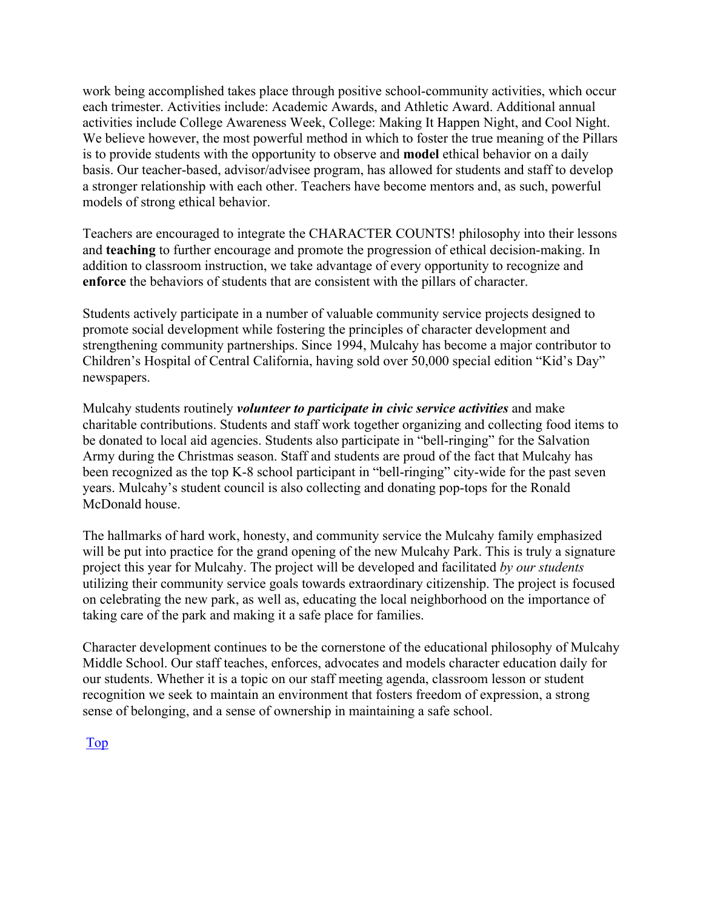work being accomplished takes place through positive school-community activities, which occur each trimester. Activities include: Academic Awards, and Athletic Award. Additional annual activities include College Awareness Week, College: Making It Happen Night, and Cool Night. We believe however, the most powerful method in which to foster the true meaning of the Pillars is to provide students with the opportunity to observe and **model** ethical behavior on a daily basis. Our teacher-based, advisor/advisee program, has allowed for students and staff to develop a stronger relationship with each other. Teachers have become mentors and, as such, powerful models of strong ethical behavior.

Teachers are encouraged to integrate the CHARACTER COUNTS! philosophy into their lessons and **teaching** to further encourage and promote the progression of ethical decision-making. In addition to classroom instruction, we take advantage of every opportunity to recognize and **enforce** the behaviors of students that are consistent with the pillars of character.

Students actively participate in a number of valuable community service projects designed to promote social development while fostering the principles of character development and strengthening community partnerships. Since 1994, Mulcahy has become a major contributor to Children's Hospital of Central California, having sold over 50,000 special edition "Kid's Day" newspapers.

Mulcahy students routinely ***volunteer to participate in civic service activities*** and make charitable contributions. Students and staff work together organizing and collecting food items to be donated to local aid agencies. Students also participate in "bell-ringing" for the Salvation Army during the Christmas season. Staff and students are proud of the fact that Mulcahy has been recognized as the top K-8 school participant in "bell-ringing" city-wide for the past seven years. Mulcahy's student council is also collecting and donating pop-tops for the Ronald McDonald house.

The hallmarks of hard work, honesty, and community service the Mulcahy family emphasized will be put into practice for the grand opening of the new Mulcahy Park. This is truly a signature project this year for Mulcahy. The project will be developed and facilitated *by our students* utilizing their community service goals towards extraordinary citizenship. The project is focused on celebrating the new park, as well as, educating the local neighborhood on the importance of taking care of the park and making it a safe place for families.

Character development continues to be the cornerstone of the educational philosophy of Mulcahy Middle School. Our staff teaches, enforces, advocates and models character education daily for our students. Whether it is a topic on our staff meeting agenda, classroom lesson or student recognition we seek to maintain an environment that fosters freedom of expression, a strong sense of belonging, and a sense of ownership in maintaining a safe school.

Top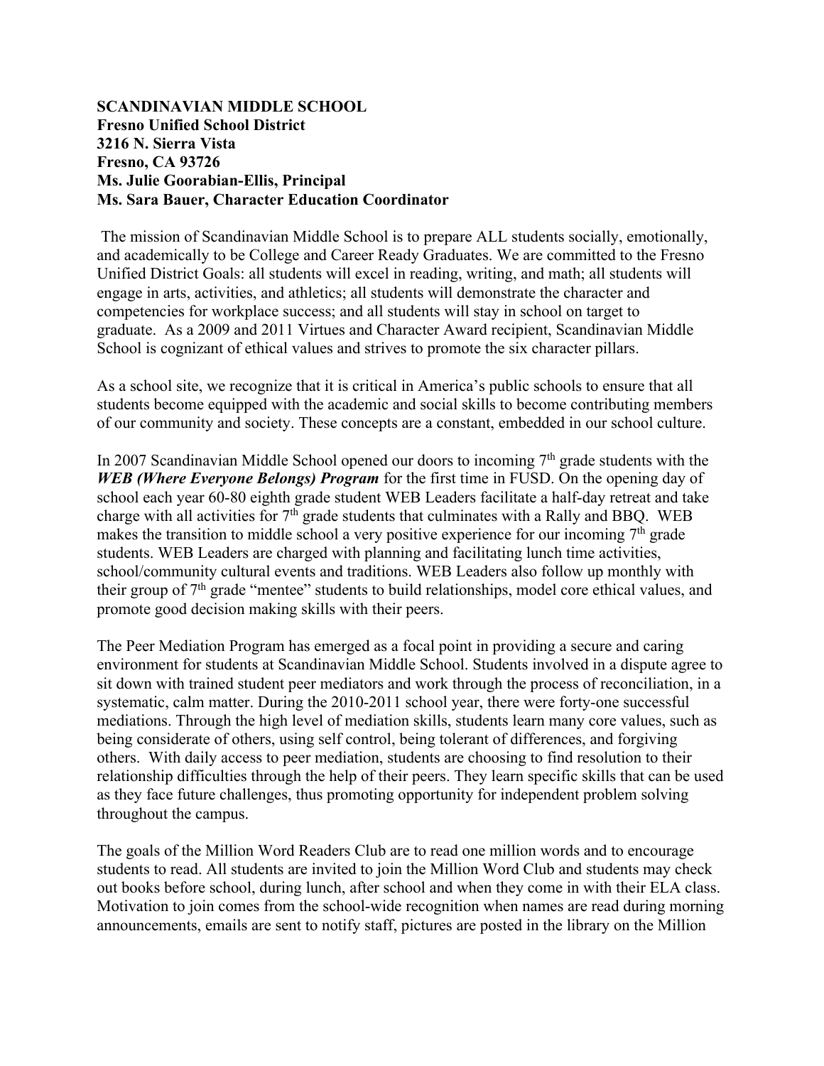**SCANDINAVIAN MIDDLE SCHOOL**
**Fresno Unified School District**
**3216 N. Sierra Vista**
**Fresno, CA 93726**
**Ms. Julie Goorabian-Ellis, Principal**
**Ms. Sara Bauer, Character Education Coordinator**

The mission of Scandinavian Middle School is to prepare ALL students socially, emotionally, and academically to be College and Career Ready Graduates. We are committed to the Fresno Unified District Goals: all students will excel in reading, writing, and math; all students will engage in arts, activities, and athletics; all students will demonstrate the character and competencies for workplace success; and all students will stay in school on target to graduate. As a 2009 and 2011 Virtues and Character Award recipient, Scandinavian Middle School is cognizant of ethical values and strives to promote the six character pillars.

As a school site, we recognize that it is critical in America's public schools to ensure that all students become equipped with the academic and social skills to become contributing members of our community and society. These concepts are a constant, embedded in our school culture.

In 2007 Scandinavian Middle School opened our doors to incoming 7th grade students with the ***WEB (Where Everyone Belongs) Program*** for the first time in FUSD. On the opening day of school each year 60-80 eighth grade student WEB Leaders facilitate a half-day retreat and take charge with all activities for 7th grade students that culminates with a Rally and BBQ. WEB makes the transition to middle school a very positive experience for our incoming 7th grade students. WEB Leaders are charged with planning and facilitating lunch time activities, school/community cultural events and traditions. WEB Leaders also follow up monthly with their group of 7th grade "mentee" students to build relationships, model core ethical values, and promote good decision making skills with their peers.

The Peer Mediation Program has emerged as a focal point in providing a secure and caring environment for students at Scandinavian Middle School. Students involved in a dispute agree to sit down with trained student peer mediators and work through the process of reconciliation, in a systematic, calm matter. During the 2010-2011 school year, there were forty-one successful mediations. Through the high level of mediation skills, students learn many core values, such as being considerate of others, using self control, being tolerant of differences, and forgiving others. With daily access to peer mediation, students are choosing to find resolution to their relationship difficulties through the help of their peers. They learn specific skills that can be used as they face future challenges, thus promoting opportunity for independent problem solving throughout the campus.

The goals of the Million Word Readers Club are to read one million words and to encourage students to read. All students are invited to join the Million Word Club and students may check out books before school, during lunch, after school and when they come in with their ELA class. Motivation to join comes from the school-wide recognition when names are read during morning announcements, emails are sent to notify staff, pictures are posted in the library on the Million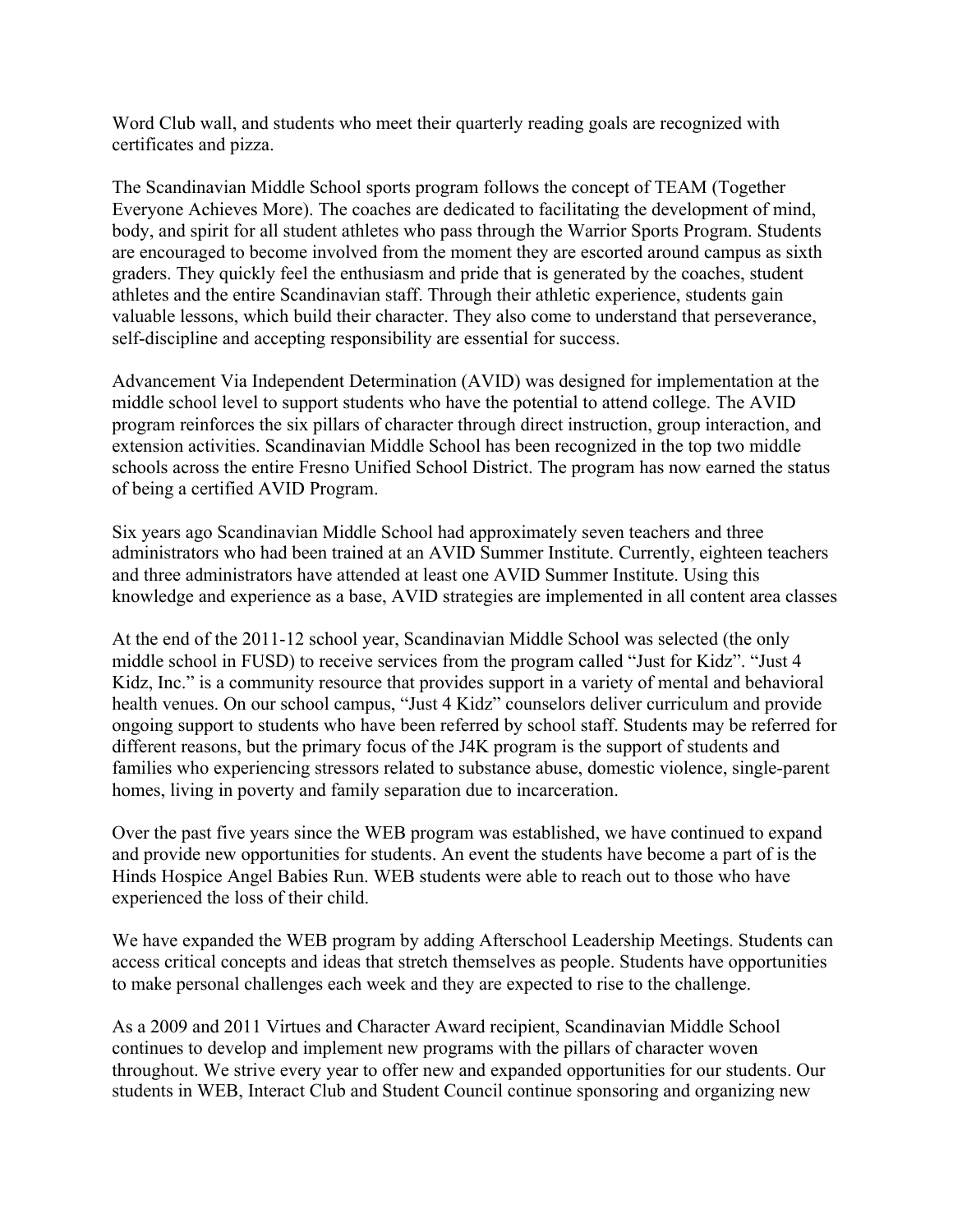Word Club wall, and students who meet their quarterly reading goals are recognized with certificates and pizza.

The Scandinavian Middle School sports program follows the concept of TEAM (Together Everyone Achieves More). The coaches are dedicated to facilitating the development of mind, body, and spirit for all student athletes who pass through the Warrior Sports Program. Students are encouraged to become involved from the moment they are escorted around campus as sixth graders. They quickly feel the enthusiasm and pride that is generated by the coaches, student athletes and the entire Scandinavian staff. Through their athletic experience, students gain valuable lessons, which build their character. They also come to understand that perseverance, self-discipline and accepting responsibility are essential for success.

Advancement Via Independent Determination (AVID) was designed for implementation at the middle school level to support students who have the potential to attend college. The AVID program reinforces the six pillars of character through direct instruction, group interaction, and extension activities. Scandinavian Middle School has been recognized in the top two middle schools across the entire Fresno Unified School District. The program has now earned the status of being a certified AVID Program.

Six years ago Scandinavian Middle School had approximately seven teachers and three administrators who had been trained at an AVID Summer Institute. Currently, eighteen teachers and three administrators have attended at least one AVID Summer Institute. Using this knowledge and experience as a base, AVID strategies are implemented in all content area classes

At the end of the 2011-12 school year, Scandinavian Middle School was selected (the only middle school in FUSD) to receive services from the program called "Just for Kidz". "Just 4 Kidz, Inc." is a community resource that provides support in a variety of mental and behavioral health venues. On our school campus, "Just 4 Kidz" counselors deliver curriculum and provide ongoing support to students who have been referred by school staff. Students may be referred for different reasons, but the primary focus of the J4K program is the support of students and families who experiencing stressors related to substance abuse, domestic violence, single-parent homes, living in poverty and family separation due to incarceration.

Over the past five years since the WEB program was established, we have continued to expand and provide new opportunities for students. An event the students have become a part of is the Hinds Hospice Angel Babies Run. WEB students were able to reach out to those who have experienced the loss of their child.

We have expanded the WEB program by adding Afterschool Leadership Meetings. Students can access critical concepts and ideas that stretch themselves as people. Students have opportunities to make personal challenges each week and they are expected to rise to the challenge.

As a 2009 and 2011 Virtues and Character Award recipient, Scandinavian Middle School continues to develop and implement new programs with the pillars of character woven throughout. We strive every year to offer new and expanded opportunities for our students. Our students in WEB, Interact Club and Student Council continue sponsoring and organizing new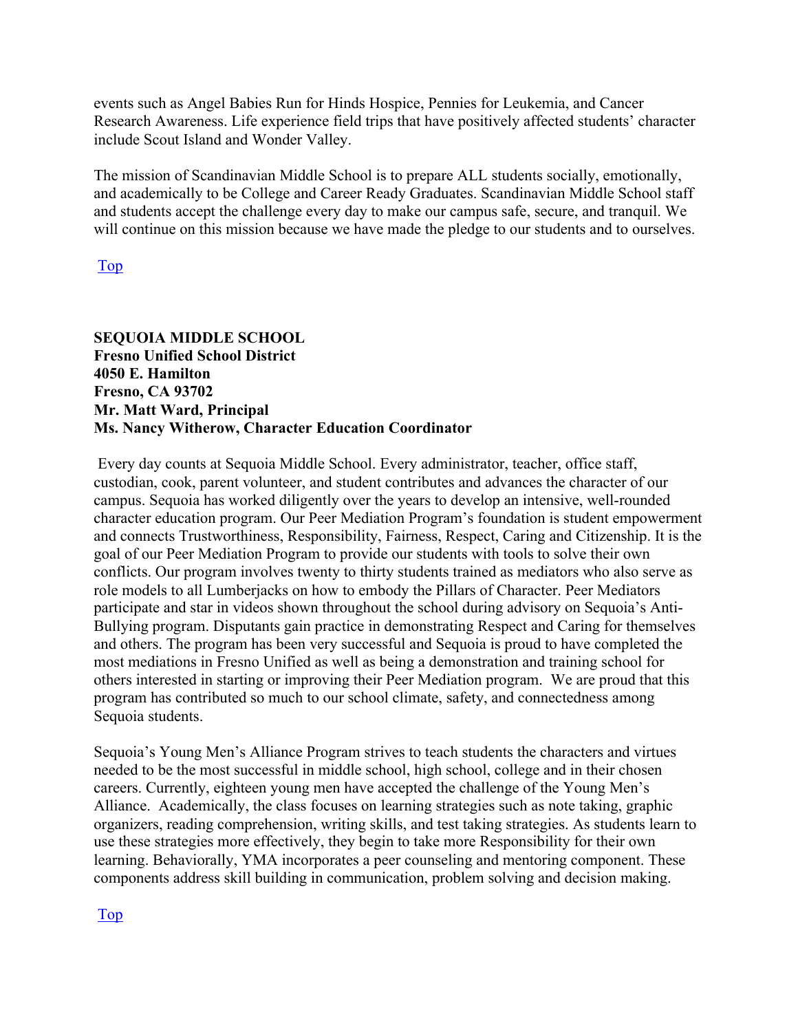events such as Angel Babies Run for Hinds Hospice, Pennies for Leukemia, and Cancer Research Awareness. Life experience field trips that have positively affected students' character include Scout Island and Wonder Valley.

The mission of Scandinavian Middle School is to prepare ALL students socially, emotionally, and academically to be College and Career Ready Graduates. Scandinavian Middle School staff and students accept the challenge every day to make our campus safe, secure, and tranquil. We will continue on this mission because we have made the pledge to our students and to ourselves.

Top

**SEQUOIA MIDDLE SCHOOL**
**Fresno Unified School District**
**4050 E. Hamilton**
**Fresno, CA 93702**
**Mr. Matt Ward, Principal**
**Ms. Nancy Witherow, Character Education Coordinator**

Every day counts at Sequoia Middle School. Every administrator, teacher, office staff, custodian, cook, parent volunteer, and student contributes and advances the character of our campus. Sequoia has worked diligently over the years to develop an intensive, well-rounded character education program. Our Peer Mediation Program's foundation is student empowerment and connects Trustworthiness, Responsibility, Fairness, Respect, Caring and Citizenship. It is the goal of our Peer Mediation Program to provide our students with tools to solve their own conflicts. Our program involves twenty to thirty students trained as mediators who also serve as role models to all Lumberjacks on how to embody the Pillars of Character. Peer Mediators participate and star in videos shown throughout the school during advisory on Sequoia's Anti-Bullying program. Disputants gain practice in demonstrating Respect and Caring for themselves and others. The program has been very successful and Sequoia is proud to have completed the most mediations in Fresno Unified as well as being a demonstration and training school for others interested in starting or improving their Peer Mediation program. We are proud that this program has contributed so much to our school climate, safety, and connectedness among Sequoia students.

Sequoia's Young Men's Alliance Program strives to teach students the characters and virtues needed to be the most successful in middle school, high school, college and in their chosen careers. Currently, eighteen young men have accepted the challenge of the Young Men's Alliance. Academically, the class focuses on learning strategies such as note taking, graphic organizers, reading comprehension, writing skills, and test taking strategies. As students learn to use these strategies more effectively, they begin to take more Responsibility for their own learning. Behaviorally, YMA incorporates a peer counseling and mentoring component. These components address skill building in communication, problem solving and decision making.

Top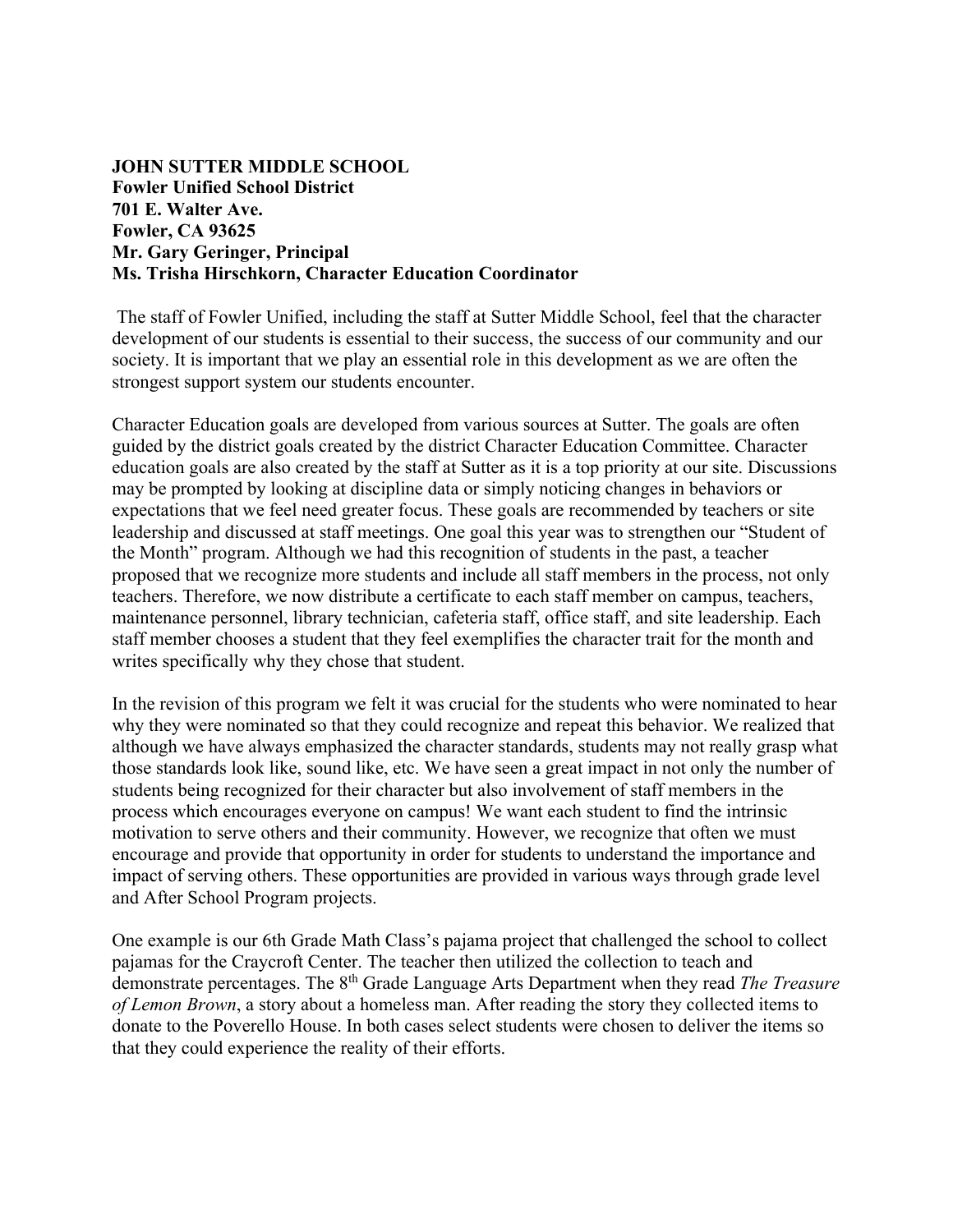**JOHN SUTTER MIDDLE SCHOOL**
**Fowler Unified School District**
**701 E. Walter Ave.**
**Fowler, CA 93625**
**Mr. Gary Geringer, Principal**
**Ms. Trisha Hirschkorn, Character Education Coordinator**

The staff of Fowler Unified, including the staff at Sutter Middle School, feel that the character development of our students is essential to their success, the success of our community and our society. It is important that we play an essential role in this development as we are often the strongest support system our students encounter.

Character Education goals are developed from various sources at Sutter. The goals are often guided by the district goals created by the district Character Education Committee. Character education goals are also created by the staff at Sutter as it is a top priority at our site. Discussions may be prompted by looking at discipline data or simply noticing changes in behaviors or expectations that we feel need greater focus. These goals are recommended by teachers or site leadership and discussed at staff meetings. One goal this year was to strengthen our "Student of the Month" program. Although we had this recognition of students in the past, a teacher proposed that we recognize more students and include all staff members in the process, not only teachers. Therefore, we now distribute a certificate to each staff member on campus, teachers, maintenance personnel, library technician, cafeteria staff, office staff, and site leadership. Each staff member chooses a student that they feel exemplifies the character trait for the month and writes specifically why they chose that student.

In the revision of this program we felt it was crucial for the students who were nominated to hear why they were nominated so that they could recognize and repeat this behavior. We realized that although we have always emphasized the character standards, students may not really grasp what those standards look like, sound like, etc. We have seen a great impact in not only the number of students being recognized for their character but also involvement of staff members in the process which encourages everyone on campus! We want each student to find the intrinsic motivation to serve others and their community. However, we recognize that often we must encourage and provide that opportunity in order for students to understand the importance and impact of serving others. These opportunities are provided in various ways through grade level and After School Program projects.

One example is our 6th Grade Math Class's pajama project that challenged the school to collect pajamas for the Craycroft Center. The teacher then utilized the collection to teach and demonstrate percentages. The 8th Grade Language Arts Department when they read *The Treasure of Lemon Brown*, a story about a homeless man. After reading the story they collected items to donate to the Poverello House. In both cases select students were chosen to deliver the items so that they could experience the reality of their efforts.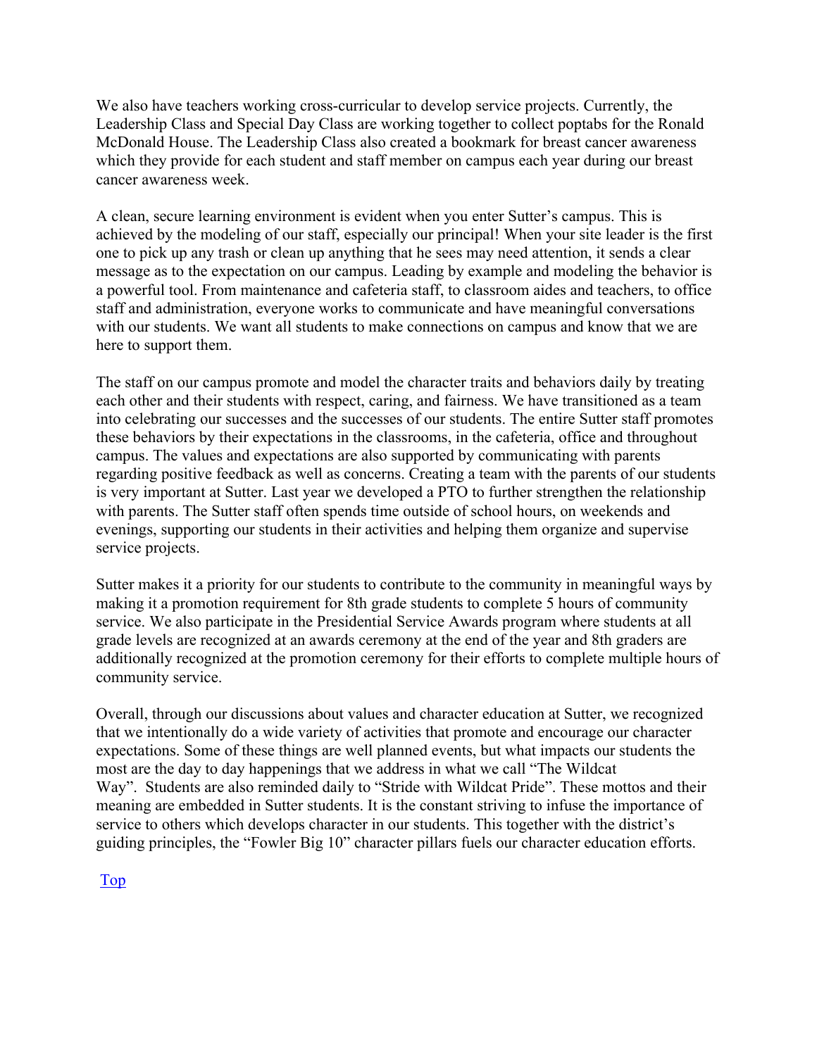We also have teachers working cross-curricular to develop service projects. Currently, the Leadership Class and Special Day Class are working together to collect poptabs for the Ronald McDonald House. The Leadership Class also created a bookmark for breast cancer awareness which they provide for each student and staff member on campus each year during our breast cancer awareness week.

A clean, secure learning environment is evident when you enter Sutter's campus. This is achieved by the modeling of our staff, especially our principal! When your site leader is the first one to pick up any trash or clean up anything that he sees may need attention, it sends a clear message as to the expectation on our campus. Leading by example and modeling the behavior is a powerful tool. From maintenance and cafeteria staff, to classroom aides and teachers, to office staff and administration, everyone works to communicate and have meaningful conversations with our students. We want all students to make connections on campus and know that we are here to support them.

The staff on our campus promote and model the character traits and behaviors daily by treating each other and their students with respect, caring, and fairness. We have transitioned as a team into celebrating our successes and the successes of our students. The entire Sutter staff promotes these behaviors by their expectations in the classrooms, in the cafeteria, office and throughout campus. The values and expectations are also supported by communicating with parents regarding positive feedback as well as concerns. Creating a team with the parents of our students is very important at Sutter. Last year we developed a PTO to further strengthen the relationship with parents. The Sutter staff often spends time outside of school hours, on weekends and evenings, supporting our students in their activities and helping them organize and supervise service projects.

Sutter makes it a priority for our students to contribute to the community in meaningful ways by making it a promotion requirement for 8th grade students to complete 5 hours of community service. We also participate in the Presidential Service Awards program where students at all grade levels are recognized at an awards ceremony at the end of the year and 8th graders are additionally recognized at the promotion ceremony for their efforts to complete multiple hours of community service.

Overall, through our discussions about values and character education at Sutter, we recognized that we intentionally do a wide variety of activities that promote and encourage our character expectations. Some of these things are well planned events, but what impacts our students the most are the day to day happenings that we address in what we call "The Wildcat Way". Students are also reminded daily to "Stride with Wildcat Pride". These mottos and their meaning are embedded in Sutter students. It is the constant striving to infuse the importance of service to others which develops character in our students. This together with the district's guiding principles, the "Fowler Big 10" character pillars fuels our character education efforts.

Top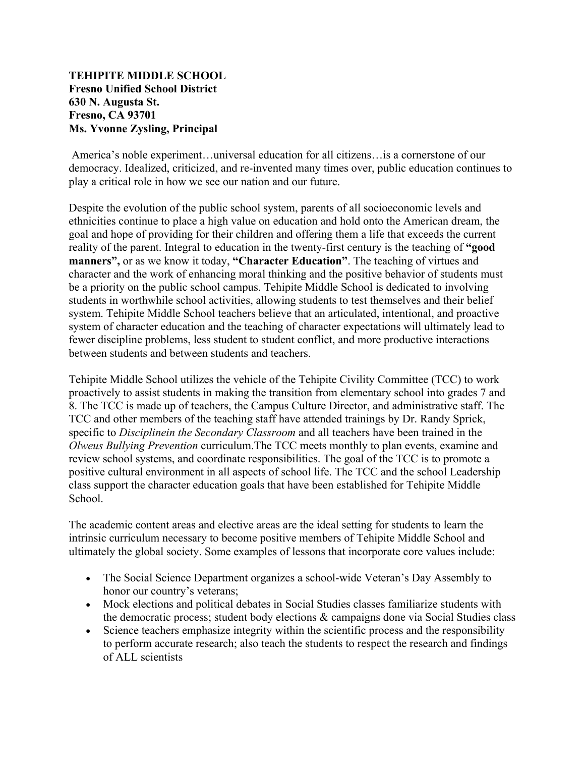**TEHIPITE MIDDLE SCHOOL**
**Fresno Unified School District**
**630 N. Augusta St.**
**Fresno, CA 93701**
**Ms. Yvonne Zysling, Principal**

America's noble experiment…universal education for all citizens…is a cornerstone of our democracy. Idealized, criticized, and re-invented many times over, public education continues to play a critical role in how we see our nation and our future.

Despite the evolution of the public school system, parents of all socioeconomic levels and ethnicities continue to place a high value on education and hold onto the American dream, the goal and hope of providing for their children and offering them a life that exceeds the current reality of the parent. Integral to education in the twenty-first century is the teaching of **"good manners",** or as we know it today, **"Character Education"**. The teaching of virtues and character and the work of enhancing moral thinking and the positive behavior of students must be a priority on the public school campus. Tehipite Middle School is dedicated to involving students in worthwhile school activities, allowing students to test themselves and their belief system. Tehipite Middle School teachers believe that an articulated, intentional, and proactive system of character education and the teaching of character expectations will ultimately lead to fewer discipline problems, less student to student conflict, and more productive interactions between students and between students and teachers.

Tehipite Middle School utilizes the vehicle of the Tehipite Civility Committee (TCC) to work proactively to assist students in making the transition from elementary school into grades 7 and 8. The TCC is made up of teachers, the Campus Culture Director, and administrative staff. The TCC and other members of the teaching staff have attended trainings by Dr. Randy Sprick, specific to *Disciplinein the Secondary Classroom* and all teachers have been trained in the *Olweus Bullying Prevention* curriculum.The TCC meets monthly to plan events, examine and review school systems, and coordinate responsibilities. The goal of the TCC is to promote a positive cultural environment in all aspects of school life. The TCC and the school Leadership class support the character education goals that have been established for Tehipite Middle School.

The academic content areas and elective areas are the ideal setting for students to learn the intrinsic curriculum necessary to become positive members of Tehipite Middle School and ultimately the global society. Some examples of lessons that incorporate core values include:

- The Social Science Department organizes a school-wide Veteran's Day Assembly to honor our country's veterans;
- Mock elections and political debates in Social Studies classes familiarize students with the democratic process; student body elections & campaigns done via Social Studies class
- Science teachers emphasize integrity within the scientific process and the responsibility to perform accurate research; also teach the students to respect the research and findings of ALL scientists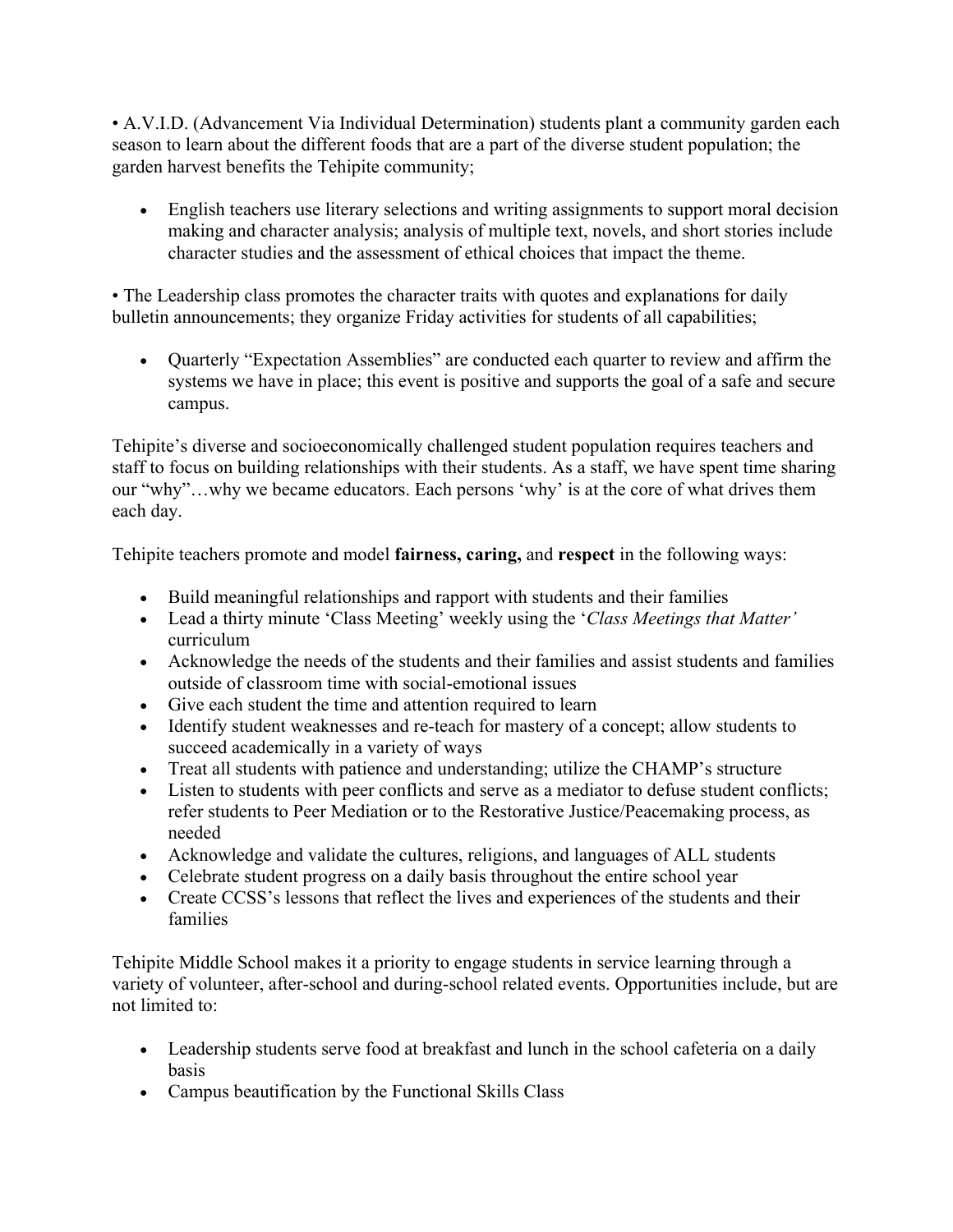- A.V.I.D. (Advancement Via Individual Determination) students plant a community garden each season to learn about the different foods that are a part of the diverse student population; the garden harvest benefits the Tehipite community;

- English teachers use literary selections and writing assignments to support moral decision making and character analysis; analysis of multiple text, novels, and short stories include character studies and the assessment of ethical choices that impact the theme.

- The Leadership class promotes the character traits with quotes and explanations for daily bulletin announcements; they organize Friday activities for students of all capabilities;

- Quarterly "Expectation Assemblies" are conducted each quarter to review and affirm the systems we have in place; this event is positive and supports the goal of a safe and secure campus.

Tehipite's diverse and socioeconomically challenged student population requires teachers and staff to focus on building relationships with their students. As a staff, we have spent time sharing our "why"…why we became educators. Each persons 'why' is at the core of what drives them each day.

Tehipite teachers promote and model **fairness, caring,** and **respect** in the following ways:

- Build meaningful relationships and rapport with students and their families
- Lead a thirty minute 'Class Meeting' weekly using the '*Class Meetings that Matter'* curriculum
- Acknowledge the needs of the students and their families and assist students and families outside of classroom time with social-emotional issues
- Give each student the time and attention required to learn
- Identify student weaknesses and re-teach for mastery of a concept; allow students to succeed academically in a variety of ways
- Treat all students with patience and understanding; utilize the CHAMP's structure
- Listen to students with peer conflicts and serve as a mediator to defuse student conflicts; refer students to Peer Mediation or to the Restorative Justice/Peacemaking process, as needed
- Acknowledge and validate the cultures, religions, and languages of ALL students
- Celebrate student progress on a daily basis throughout the entire school year
- Create CCSS's lessons that reflect the lives and experiences of the students and their families

Tehipite Middle School makes it a priority to engage students in service learning through a variety of volunteer, after-school and during-school related events. Opportunities include, but are not limited to:

- Leadership students serve food at breakfast and lunch in the school cafeteria on a daily basis
- Campus beautification by the Functional Skills Class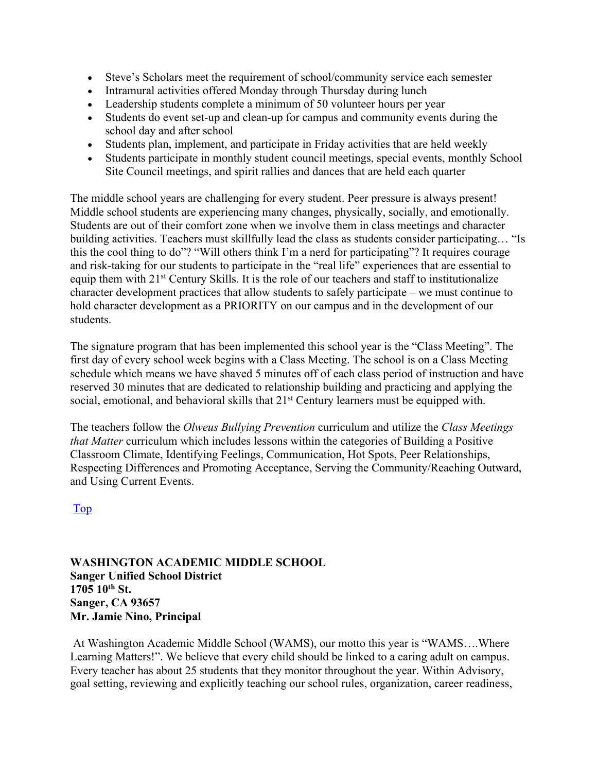- Steve's Scholars meet the requirement of school/community service each semester
- Intramural activities offered Monday through Thursday during lunch
- Leadership students complete a minimum of 50 volunteer hours per year
- Students do event set-up and clean-up for campus and community events during the school day and after school
- Students plan, implement, and participate in Friday activities that are held weekly
- Students participate in monthly student council meetings, special events, monthly School Site Council meetings, and spirit rallies and dances that are held each quarter

The middle school years are challenging for every student. Peer pressure is always present! Middle school students are experiencing many changes, physically, socially, and emotionally. Students are out of their comfort zone when we involve them in class meetings and character building activities. Teachers must skillfully lead the class as students consider participating… "Is this the cool thing to do"? "Will others think I'm a nerd for participating"? It requires courage and risk-taking for our students to participate in the "real life" experiences that are essential to equip them with 21st Century Skills. It is the role of our teachers and staff to institutionalize character development practices that allow students to safely participate – we must continue to hold character development as a PRIORITY on our campus and in the development of our students.

The signature program that has been implemented this school year is the "Class Meeting". The first day of every school week begins with a Class Meeting. The school is on a Class Meeting schedule which means we have shaved 5 minutes off of each class period of instruction and have reserved 30 minutes that are dedicated to relationship building and practicing and applying the social, emotional, and behavioral skills that 21st Century learners must be equipped with.

The teachers follow the *Olweus Bullying Prevention* curriculum and utilize the *Class Meetings that Matter* curriculum which includes lessons within the categories of Building a Positive Classroom Climate, Identifying Feelings, Communication, Hot Spots, Peer Relationships, Respecting Differences and Promoting Acceptance, Serving the Community/Reaching Outward, and Using Current Events.

Top

**WASHINGTON ACADEMIC MIDDLE SCHOOL**
**Sanger Unified School District**
**1705 10th St.**
**Sanger, CA 93657**
**Mr. Jamie Nino, Principal**

At Washington Academic Middle School (WAMS), our motto this year is "WAMS….Where Learning Matters!". We believe that every child should be linked to a caring adult on campus. Every teacher has about 25 students that they monitor throughout the year. Within Advisory, goal setting, reviewing and explicitly teaching our school rules, organization, career readiness,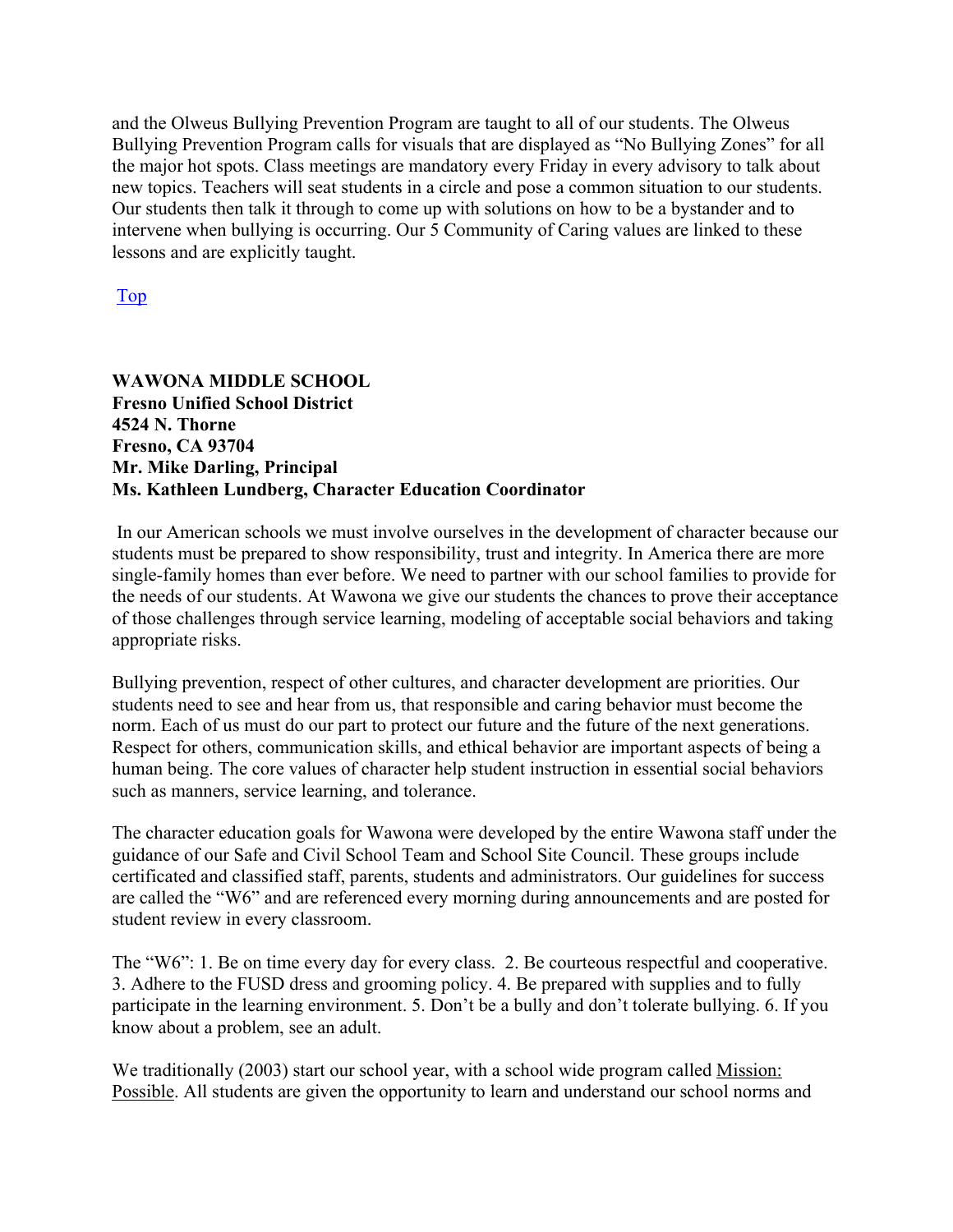and the Olweus Bullying Prevention Program are taught to all of our students. The Olweus Bullying Prevention Program calls for visuals that are displayed as "No Bullying Zones" for all the major hot spots. Class meetings are mandatory every Friday in every advisory to talk about new topics. Teachers will seat students in a circle and pose a common situation to our students. Our students then talk it through to come up with solutions on how to be a bystander and to intervene when bullying is occurring. Our 5 Community of Caring values are linked to these lessons and are explicitly taught.

Top

**WAWONA MIDDLE SCHOOL**
**Fresno Unified School District**
**4524 N. Thorne**
**Fresno, CA 93704**
**Mr. Mike Darling, Principal**
**Ms. Kathleen Lundberg, Character Education Coordinator**

In our American schools we must involve ourselves in the development of character because our students must be prepared to show responsibility, trust and integrity. In America there are more single-family homes than ever before. We need to partner with our school families to provide for the needs of our students. At Wawona we give our students the chances to prove their acceptance of those challenges through service learning, modeling of acceptable social behaviors and taking appropriate risks.

Bullying prevention, respect of other cultures, and character development are priorities. Our students need to see and hear from us, that responsible and caring behavior must become the norm. Each of us must do our part to protect our future and the future of the next generations. Respect for others, communication skills, and ethical behavior are important aspects of being a human being. The core values of character help student instruction in essential social behaviors such as manners, service learning, and tolerance.

The character education goals for Wawona were developed by the entire Wawona staff under the guidance of our Safe and Civil School Team and School Site Council. These groups include certificated and classified staff, parents, students and administrators. Our guidelines for success are called the "W6" and are referenced every morning during announcements and are posted for student review in every classroom.

The "W6": 1. Be on time every day for every class. 2. Be courteous respectful and cooperative. 3. Adhere to the FUSD dress and grooming policy. 4. Be prepared with supplies and to fully participate in the learning environment. 5. Don't be a bully and don't tolerate bullying. 6. If you know about a problem, see an adult.

We traditionally (2003) start our school year, with a school wide program called Mission: Possible. All students are given the opportunity to learn and understand our school norms and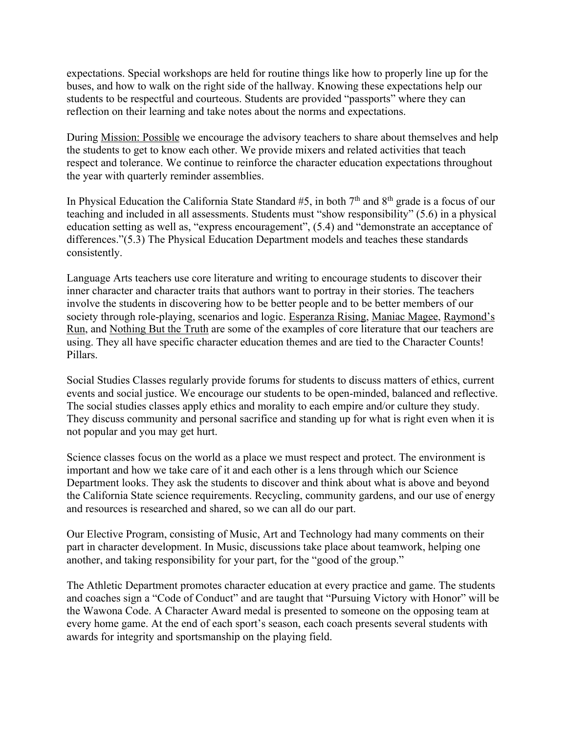expectations. Special workshops are held for routine things like how to properly line up for the buses, and how to walk on the right side of the hallway. Knowing these expectations help our students to be respectful and courteous. Students are provided "passports" where they can reflection on their learning and take notes about the norms and expectations.

During Mission: Possible we encourage the advisory teachers to share about themselves and help the students to get to know each other. We provide mixers and related activities that teach respect and tolerance. We continue to reinforce the character education expectations throughout the year with quarterly reminder assemblies.

In Physical Education the California State Standard #5, in both 7th and 8th grade is a focus of our teaching and included in all assessments. Students must "show responsibility" (5.6) in a physical education setting as well as, "express encouragement", (5.4) and "demonstrate an acceptance of differences."(5.3) The Physical Education Department models and teaches these standards consistently.

Language Arts teachers use core literature and writing to encourage students to discover their inner character and character traits that authors want to portray in their stories. The teachers involve the students in discovering how to be better people and to be better members of our society through role-playing, scenarios and logic. Esperanza Rising, Maniac Magee, Raymond's Run, and Nothing But the Truth are some of the examples of core literature that our teachers are using. They all have specific character education themes and are tied to the Character Counts! Pillars.

Social Studies Classes regularly provide forums for students to discuss matters of ethics, current events and social justice. We encourage our students to be open-minded, balanced and reflective. The social studies classes apply ethics and morality to each empire and/or culture they study. They discuss community and personal sacrifice and standing up for what is right even when it is not popular and you may get hurt.

Science classes focus on the world as a place we must respect and protect. The environment is important and how we take care of it and each other is a lens through which our Science Department looks. They ask the students to discover and think about what is above and beyond the California State science requirements. Recycling, community gardens, and our use of energy and resources is researched and shared, so we can all do our part.

Our Elective Program, consisting of Music, Art and Technology had many comments on their part in character development. In Music, discussions take place about teamwork, helping one another, and taking responsibility for your part, for the "good of the group."

The Athletic Department promotes character education at every practice and game. The students and coaches sign a "Code of Conduct" and are taught that "Pursuing Victory with Honor" will be the Wawona Code. A Character Award medal is presented to someone on the opposing team at every home game. At the end of each sport's season, each coach presents several students with awards for integrity and sportsmanship on the playing field.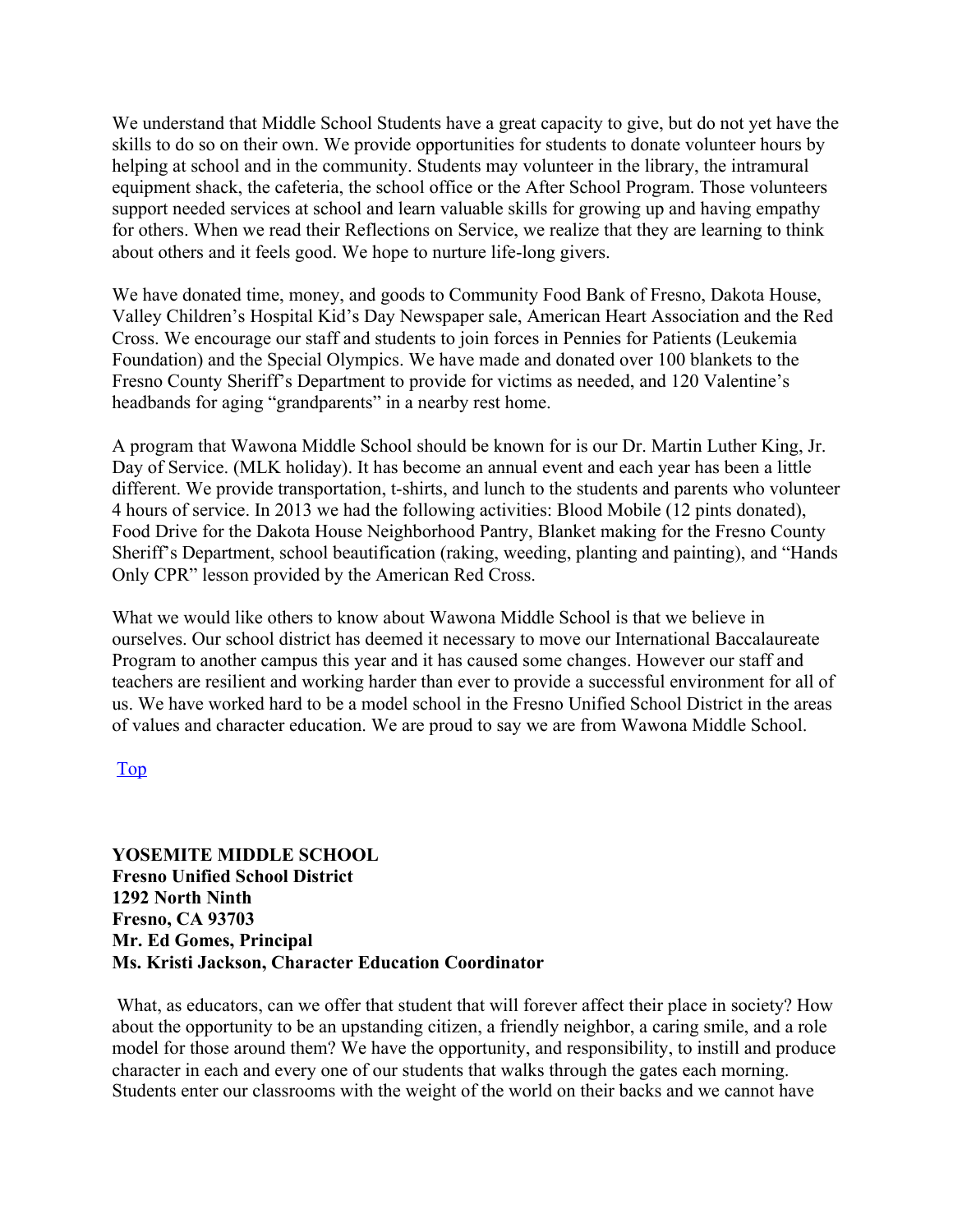We understand that Middle School Students have a great capacity to give, but do not yet have the skills to do so on their own. We provide opportunities for students to donate volunteer hours by helping at school and in the community. Students may volunteer in the library, the intramural equipment shack, the cafeteria, the school office or the After School Program. Those volunteers support needed services at school and learn valuable skills for growing up and having empathy for others. When we read their Reflections on Service, we realize that they are learning to think about others and it feels good. We hope to nurture life-long givers.

We have donated time, money, and goods to Community Food Bank of Fresno, Dakota House, Valley Children's Hospital Kid's Day Newspaper sale, American Heart Association and the Red Cross. We encourage our staff and students to join forces in Pennies for Patients (Leukemia Foundation) and the Special Olympics. We have made and donated over 100 blankets to the Fresno County Sheriff's Department to provide for victims as needed, and 120 Valentine's headbands for aging "grandparents" in a nearby rest home.

A program that Wawona Middle School should be known for is our Dr. Martin Luther King, Jr. Day of Service. (MLK holiday). It has become an annual event and each year has been a little different. We provide transportation, t-shirts, and lunch to the students and parents who volunteer 4 hours of service. In 2013 we had the following activities: Blood Mobile (12 pints donated), Food Drive for the Dakota House Neighborhood Pantry, Blanket making for the Fresno County Sheriff's Department, school beautification (raking, weeding, planting and painting), and "Hands Only CPR" lesson provided by the American Red Cross.

What we would like others to know about Wawona Middle School is that we believe in ourselves. Our school district has deemed it necessary to move our International Baccalaureate Program to another campus this year and it has caused some changes. However our staff and teachers are resilient and working harder than ever to provide a successful environment for all of us. We have worked hard to be a model school in the Fresno Unified School District in the areas of values and character education. We are proud to say we are from Wawona Middle School.

[Top](#)

**YOSEMITE MIDDLE SCHOOL**
**Fresno Unified School District**
**1292 North Ninth**
**Fresno, CA 93703**
**Mr. Ed Gomes, Principal**
**Ms. Kristi Jackson, Character Education Coordinator**

What, as educators, can we offer that student that will forever affect their place in society? How about the opportunity to be an upstanding citizen, a friendly neighbor, a caring smile, and a role model for those around them? We have the opportunity, and responsibility, to instill and produce character in each and every one of our students that walks through the gates each morning. Students enter our classrooms with the weight of the world on their backs and we cannot have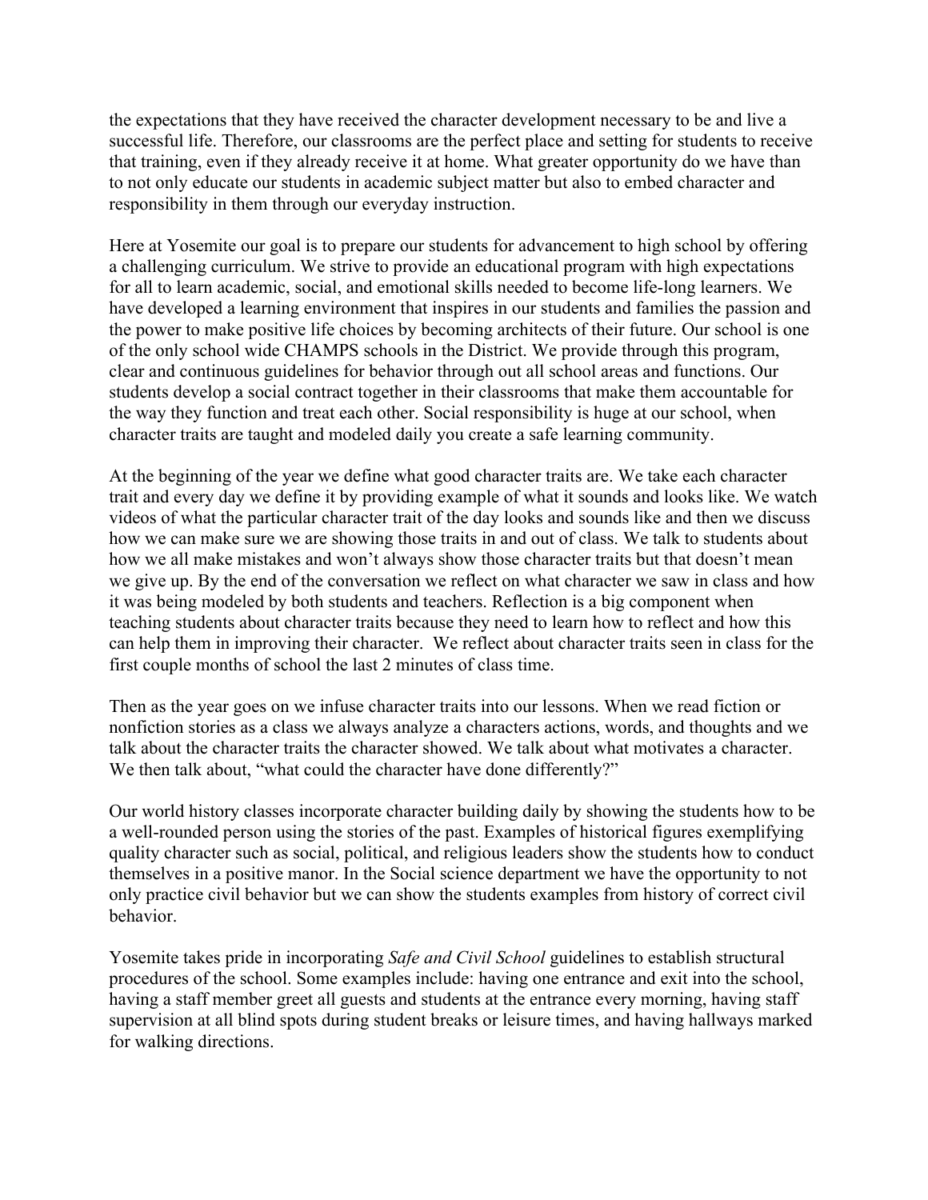the expectations that they have received the character development necessary to be and live a successful life. Therefore, our classrooms are the perfect place and setting for students to receive that training, even if they already receive it at home. What greater opportunity do we have than to not only educate our students in academic subject matter but also to embed character and responsibility in them through our everyday instruction.

Here at Yosemite our goal is to prepare our students for advancement to high school by offering a challenging curriculum. We strive to provide an educational program with high expectations for all to learn academic, social, and emotional skills needed to become life-long learners. We have developed a learning environment that inspires in our students and families the passion and the power to make positive life choices by becoming architects of their future. Our school is one of the only school wide CHAMPS schools in the District. We provide through this program, clear and continuous guidelines for behavior through out all school areas and functions. Our students develop a social contract together in their classrooms that make them accountable for the way they function and treat each other. Social responsibility is huge at our school, when character traits are taught and modeled daily you create a safe learning community.

At the beginning of the year we define what good character traits are. We take each character trait and every day we define it by providing example of what it sounds and looks like. We watch videos of what the particular character trait of the day looks and sounds like and then we discuss how we can make sure we are showing those traits in and out of class. We talk to students about how we all make mistakes and won't always show those character traits but that doesn't mean we give up. By the end of the conversation we reflect on what character we saw in class and how it was being modeled by both students and teachers. Reflection is a big component when teaching students about character traits because they need to learn how to reflect and how this can help them in improving their character. We reflect about character traits seen in class for the first couple months of school the last 2 minutes of class time.

Then as the year goes on we infuse character traits into our lessons. When we read fiction or nonfiction stories as a class we always analyze a characters actions, words, and thoughts and we talk about the character traits the character showed. We talk about what motivates a character. We then talk about, "what could the character have done differently?"

Our world history classes incorporate character building daily by showing the students how to be a well-rounded person using the stories of the past. Examples of historical figures exemplifying quality character such as social, political, and religious leaders show the students how to conduct themselves in a positive manor. In the Social science department we have the opportunity to not only practice civil behavior but we can show the students examples from history of correct civil behavior.

Yosemite takes pride in incorporating *Safe and Civil School* guidelines to establish structural procedures of the school. Some examples include: having one entrance and exit into the school, having a staff member greet all guests and students at the entrance every morning, having staff supervision at all blind spots during student breaks or leisure times, and having hallways marked for walking directions.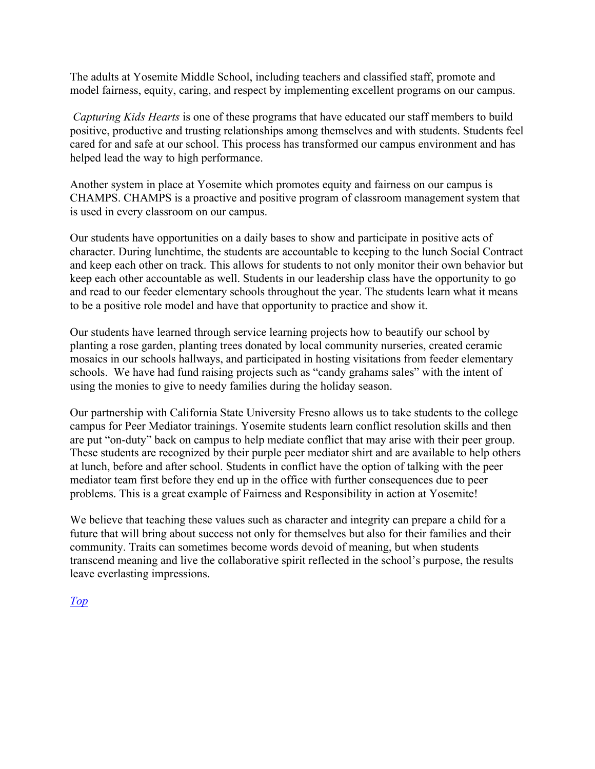The adults at Yosemite Middle School, including teachers and classified staff, promote and model fairness, equity, caring, and respect by implementing excellent programs on our campus.

*Capturing Kids Hearts* is one of these programs that have educated our staff members to build positive, productive and trusting relationships among themselves and with students. Students feel cared for and safe at our school. This process has transformed our campus environment and has helped lead the way to high performance.

Another system in place at Yosemite which promotes equity and fairness on our campus is CHAMPS. CHAMPS is a proactive and positive program of classroom management system that is used in every classroom on our campus.

Our students have opportunities on a daily bases to show and participate in positive acts of character. During lunchtime, the students are accountable to keeping to the lunch Social Contract and keep each other on track. This allows for students to not only monitor their own behavior but keep each other accountable as well. Students in our leadership class have the opportunity to go and read to our feeder elementary schools throughout the year. The students learn what it means to be a positive role model and have that opportunity to practice and show it.

Our students have learned through service learning projects how to beautify our school by planting a rose garden, planting trees donated by local community nurseries, created ceramic mosaics in our schools hallways, and participated in hosting visitations from feeder elementary schools. We have had fund raising projects such as "candy grahams sales" with the intent of using the monies to give to needy families during the holiday season.

Our partnership with California State University Fresno allows us to take students to the college campus for Peer Mediator trainings. Yosemite students learn conflict resolution skills and then are put "on-duty" back on campus to help mediate conflict that may arise with their peer group. These students are recognized by their purple peer mediator shirt and are available to help others at lunch, before and after school. Students in conflict have the option of talking with the peer mediator team first before they end up in the office with further consequences due to peer problems. This is a great example of Fairness and Responsibility in action at Yosemite!

We believe that teaching these values such as character and integrity can prepare a child for a future that will bring about success not only for themselves but also for their families and their community. Traits can sometimes become words devoid of meaning, but when students transcend meaning and live the collaborative spirit reflected in the school's purpose, the results leave everlasting impressions.

*Top*